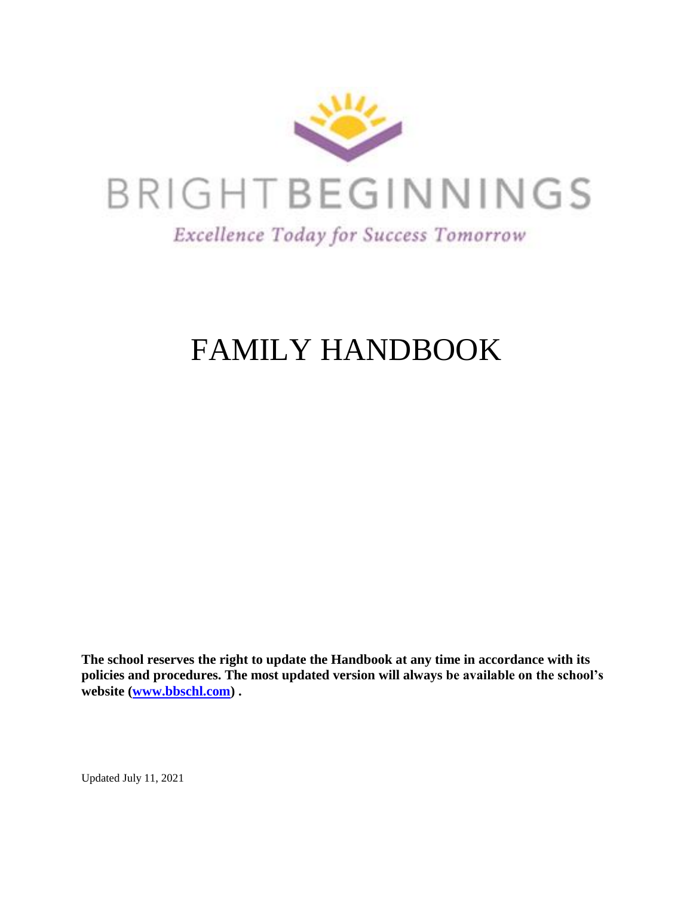BRIGHT BEGINNINGS

*Excellence Today for Success Tomorrow*

# FAMILY HANDBOOK

**The school reserves the right to update the Handbook at any time in accordance with its policies and procedures. The most updated version will always be available on the school's website ([www.bbschl.com](http://www.bbschl.com)) .**

Updated July 11, 2021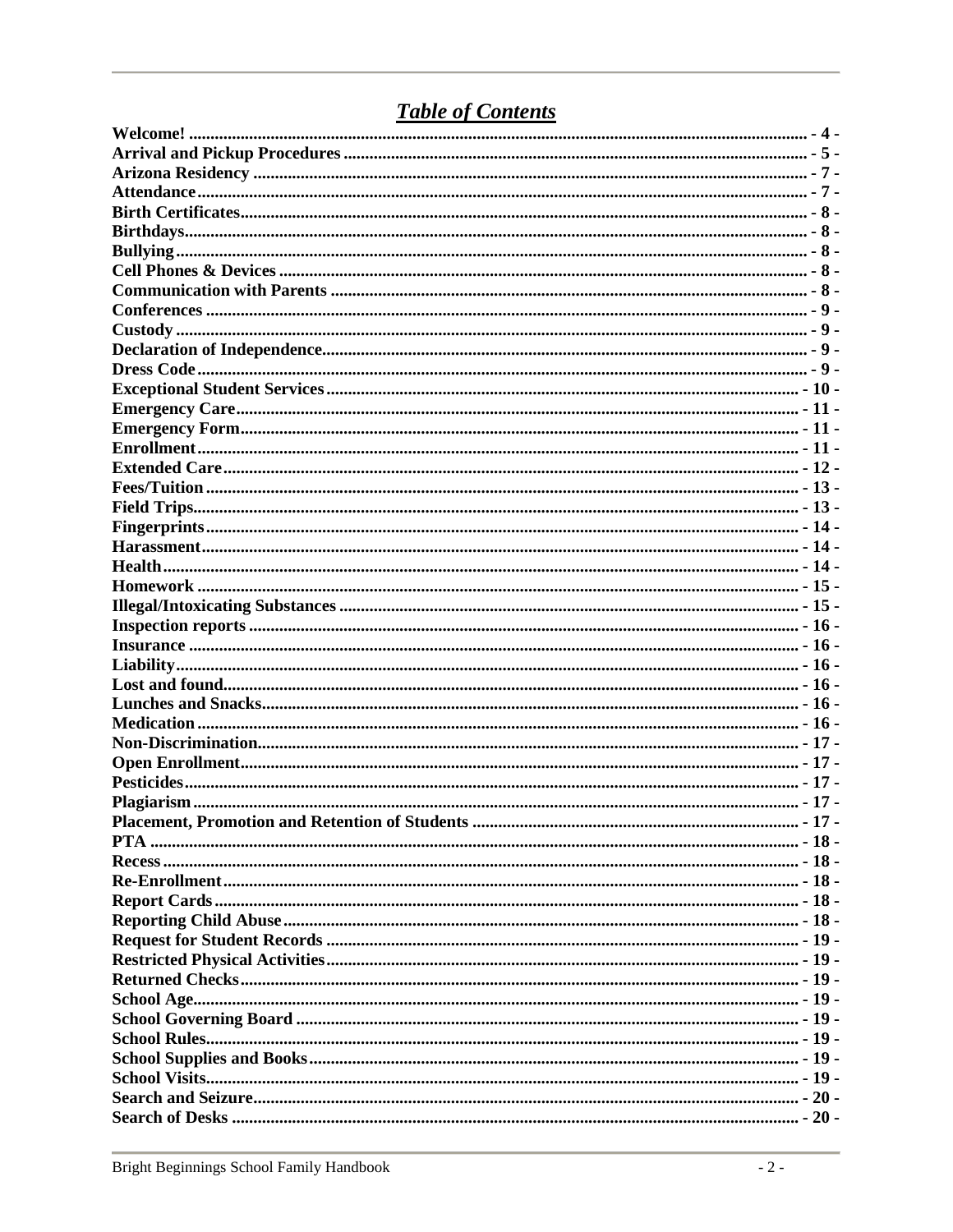## *Table of Contents*

| | |
|---|---|
| **Welcome!** | **- 4 -** |
| **Arrival and Pickup Procedures** | **- 5 -** |
| **Arizona Residency** | **- 7 -** |
| **Attendance** | **- 7 -** |
| **Birth Certificates** | **- 8 -** |
| **Birthdays** | **- 8 -** |
| **Bullying** | **- 8 -** |
| **Cell Phones & Devices** | **- 8 -** |
| **Communication with Parents** | **- 8 -** |
| **Conferences** | **- 9 -** |
| **Custody** | **- 9 -** |
| **Declaration of Independence** | **- 9 -** |
| **Dress Code** | **- 9 -** |
| **Exceptional Student Services** | **- 10 -** |
| **Emergency Care** | **- 11 -** |
| **Emergency Form** | **- 11 -** |
| **Enrollment** | **- 11 -** |
| **Extended Care** | **- 12 -** |
| **Fees/Tuition** | **- 13 -** |
| **Field Trips** | **- 13 -** |
| **Fingerprints** | **- 14 -** |
| **Harassment** | **- 14 -** |
| **Health** | **- 14 -** |
| **Homework** | **- 15 -** |
| **Illegal/Intoxicating Substances** | **- 15 -** |
| **Inspection reports** | **- 16 -** |
| **Insurance** | **- 16 -** |
| **Liability** | **- 16 -** |
| **Lost and found** | **- 16 -** |
| **Lunches and Snacks** | **- 16 -** |
| **Medication** | **- 16 -** |
| **Non-Discrimination** | **- 17 -** |
| **Open Enrollment** | **- 17 -** |
| **Pesticides** | **- 17 -** |
| **Plagiarism** | **- 17 -** |
| **Placement, Promotion and Retention of Students** | **- 17 -** |
| **PTA** | **- 18 -** |
| **Recess** | **- 18 -** |
| **Re-Enrollment** | **- 18 -** |
| **Report Cards** | **- 18 -** |
| **Reporting Child Abuse** | **- 18 -** |
| **Request for Student Records** | **- 19 -** |
| **Restricted Physical Activities** | **- 19 -** |
| **Returned Checks** | **- 19 -** |
| **School Age** | **- 19 -** |
| **School Governing Board** | **- 19 -** |
| **School Rules** | **- 19 -** |
| **School Supplies and Books** | **- 19 -** |
| **School Visits** | **- 19 -** |
| **Search and Seizure** | **- 20 -** |
| **Search of Desks** | **- 20 -** |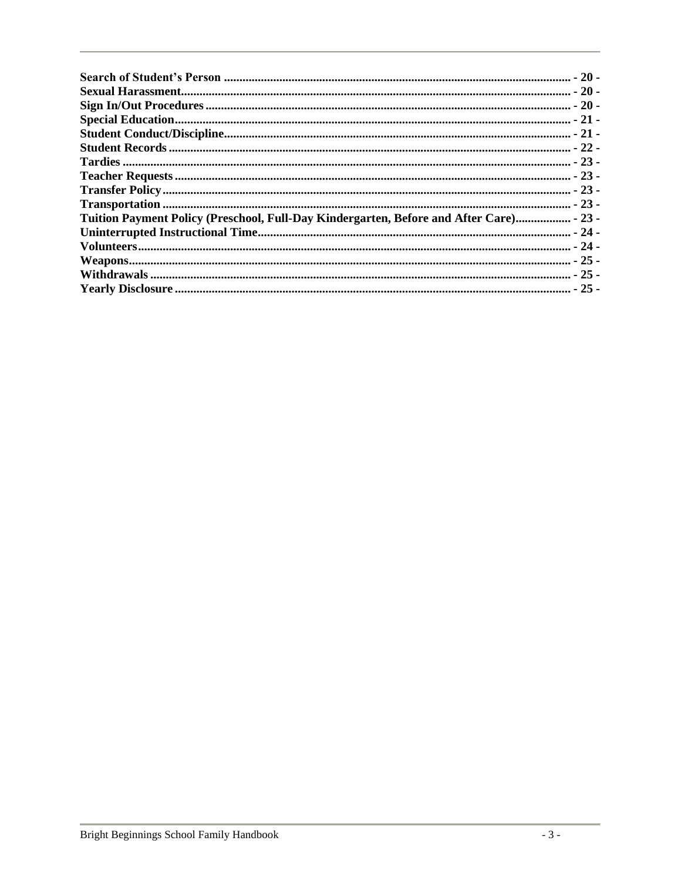**Search of Student's Person** ................................................................ - 20 -
**Sexual Harassment**........................................................................... - 20 -
**Sign In/Out Procedures** ..................................................................... - 20 -
**Special Education**............................................................................ - 21 -
**Student Conduct/Discipline**............................................................... - 21 -
**Student Records** .............................................................................. - 22 -
**Tardies** ........................................................................................ - 23 -
**Teacher Requests** ............................................................................ - 23 -
**Transfer Policy** ................................................................................ - 23 -
**Transportation** ................................................................................. - 23 -
**Tuition Payment Policy (Preschool, Full-Day Kindergarten, Before and After Care)**.................. - 23 -
**Uninterrupted Instructional Time**...................................................... - 24 -
**Volunteers**...................................................................................... - 24 -
**Weapons**........................................................................................ - 25 -
**Withdrawals** .................................................................................... - 25 -
**Yearly Disclosure** ............................................................................ - 25 -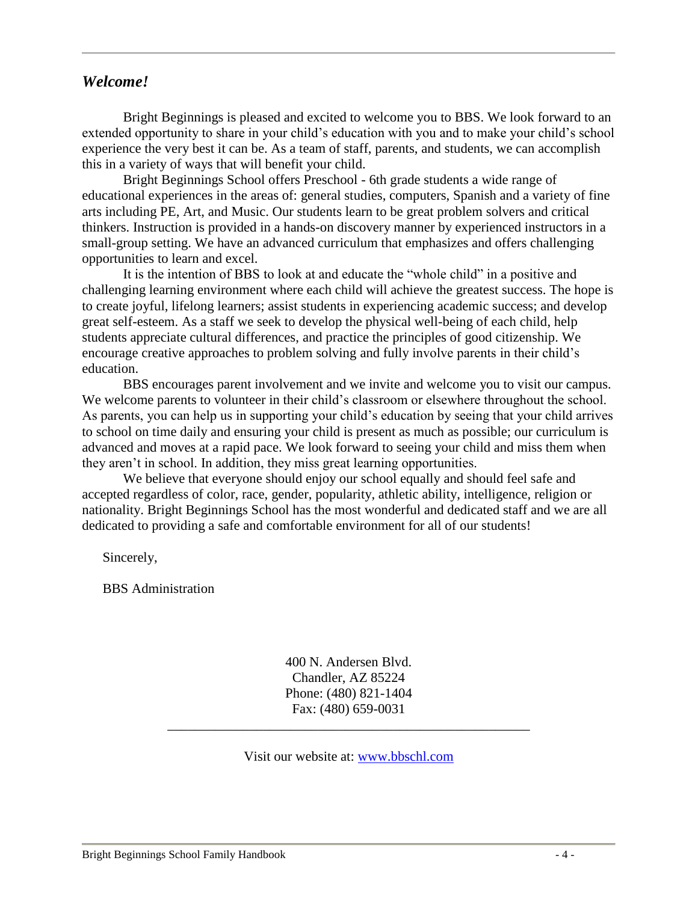## *Welcome!*

Bright Beginnings is pleased and excited to welcome you to BBS. We look forward to an extended opportunity to share in your child's education with you and to make your child's school experience the very best it can be. As a team of staff, parents, and students, we can accomplish this in a variety of ways that will benefit your child.

Bright Beginnings School offers Preschool - 6th grade students a wide range of educational experiences in the areas of: general studies, computers, Spanish and a variety of fine arts including PE, Art, and Music. Our students learn to be great problem solvers and critical thinkers. Instruction is provided in a hands-on discovery manner by experienced instructors in a small-group setting. We have an advanced curriculum that emphasizes and offers challenging opportunities to learn and excel.

It is the intention of BBS to look at and educate the "whole child" in a positive and challenging learning environment where each child will achieve the greatest success. The hope is to create joyful, lifelong learners; assist students in experiencing academic success; and develop great self-esteem. As a staff we seek to develop the physical well-being of each child, help students appreciate cultural differences, and practice the principles of good citizenship. We encourage creative approaches to problem solving and fully involve parents in their child's education.

BBS encourages parent involvement and we invite and welcome you to visit our campus. We welcome parents to volunteer in their child's classroom or elsewhere throughout the school. As parents, you can help us in supporting your child's education by seeing that your child arrives to school on time daily and ensuring your child is present as much as possible; our curriculum is advanced and moves at a rapid pace. We look forward to seeing your child and miss them when they aren't in school. In addition, they miss great learning opportunities.

We believe that everyone should enjoy our school equally and should feel safe and accepted regardless of color, race, gender, popularity, athletic ability, intelligence, religion or nationality. Bright Beginnings School has the most wonderful and dedicated staff and we are all dedicated to providing a safe and comfortable environment for all of our students!

Sincerely,

BBS Administration

400 N. Andersen Blvd.
Chandler, AZ 85224
Phone: (480) 821-1404
Fax: (480) 659-0031

---

Visit our website at: [www.bbschl.com](www.bbschl.com)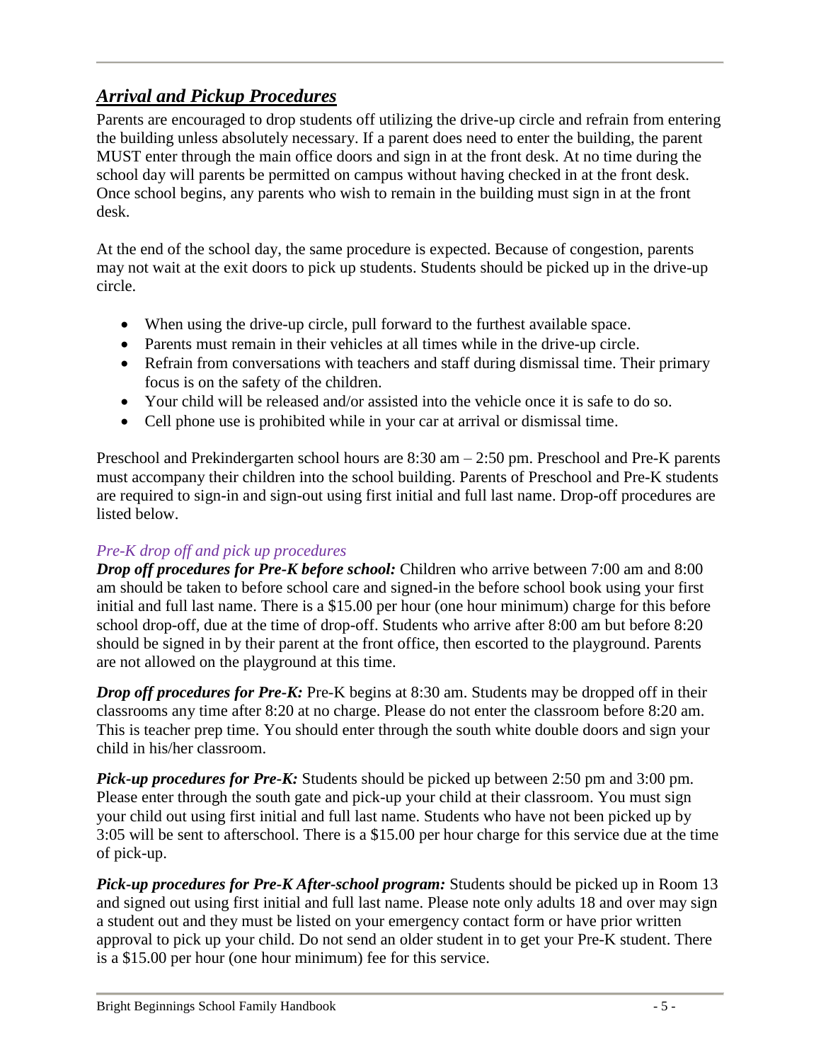## ***Arrival and Pickup Procedures***

Parents are encouraged to drop students off utilizing the drive-up circle and refrain from entering the building unless absolutely necessary. If a parent does need to enter the building, the parent MUST enter through the main office doors and sign in at the front desk. At no time during the school day will parents be permitted on campus without having checked in at the front desk. Once school begins, any parents who wish to remain in the building must sign in at the front desk.

At the end of the school day, the same procedure is expected. Because of congestion, parents may not wait at the exit doors to pick up students. Students should be picked up in the drive-up circle.

- When using the drive-up circle, pull forward to the furthest available space.
- Parents must remain in their vehicles at all times while in the drive-up circle.
- Refrain from conversations with teachers and staff during dismissal time. Their primary focus is on the safety of the children.
- Your child will be released and/or assisted into the vehicle once it is safe to do so.
- Cell phone use is prohibited while in your car at arrival or dismissal time.

Preschool and Prekindergarten school hours are 8:30 am – 2:50 pm. Preschool and Pre-K parents must accompany their children into the school building. Parents of Preschool and Pre-K students are required to sign-in and sign-out using first initial and full last name. Drop-off procedures are listed below.

### *Pre-K drop off and pick up procedures*

***Drop off procedures for Pre-K before school:*** Children who arrive between 7:00 am and 8:00 am should be taken to before school care and signed-in the before school book using your first initial and full last name. There is a $15.00 per hour (one hour minimum) charge for this before school drop-off, due at the time of drop-off. Students who arrive after 8:00 am but before 8:20 should be signed in by their parent at the front office, then escorted to the playground. Parents are not allowed on the playground at this time.

***Drop off procedures for Pre-K:*** Pre-K begins at 8:30 am. Students may be dropped off in their classrooms any time after 8:20 at no charge. Please do not enter the classroom before 8:20 am. This is teacher prep time. You should enter through the south white double doors and sign your child in his/her classroom.

***Pick-up procedures for Pre-K:*** Students should be picked up between 2:50 pm and 3:00 pm. Please enter through the south gate and pick-up your child at their classroom. You must sign your child out using first initial and full last name. Students who have not been picked up by 3:05 will be sent to afterschool. There is a $15.00 per hour charge for this service due at the time of pick-up.

***Pick-up procedures for Pre-K After-school program:*** Students should be picked up in Room 13 and signed out using first initial and full last name. Please note only adults 18 and over may sign a student out and they must be listed on your emergency contact form or have prior written approval to pick up your child. Do not send an older student in to get your Pre-K student. There is a $15.00 per hour (one hour minimum) fee for this service.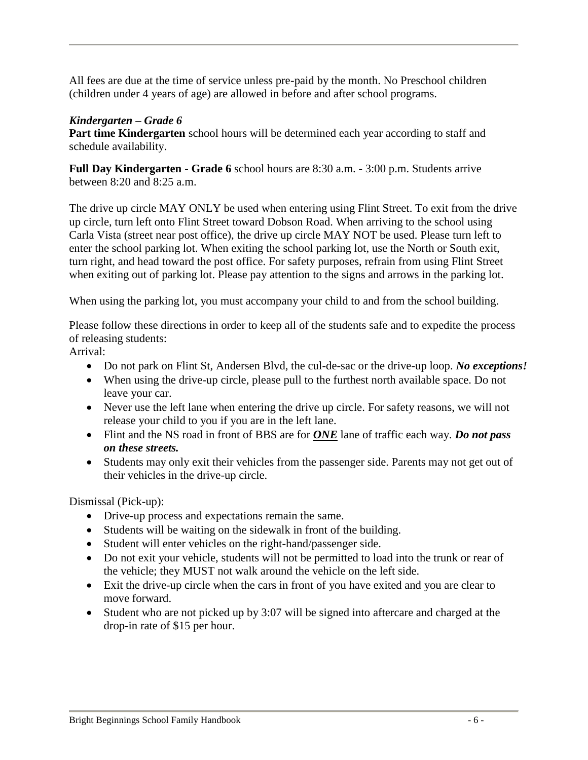All fees are due at the time of service unless pre-paid by the month. No Preschool children (children under 4 years of age) are allowed in before and after school programs.

***Kindergarten – Grade 6***

**Part time Kindergarten** school hours will be determined each year according to staff and schedule availability.

**Full Day Kindergarten - Grade 6** school hours are 8:30 a.m. - 3:00 p.m. Students arrive between 8:20 and 8:25 a.m.

The drive up circle MAY ONLY be used when entering using Flint Street. To exit from the drive up circle, turn left onto Flint Street toward Dobson Road. When arriving to the school using Carla Vista (street near post office), the drive up circle MAY NOT be used. Please turn left to enter the school parking lot. When exiting the school parking lot, use the North or South exit, turn right, and head toward the post office. For safety purposes, refrain from using Flint Street when exiting out of parking lot. Please pay attention to the signs and arrows in the parking lot.

When using the parking lot, you must accompany your child to and from the school building.

Please follow these directions in order to keep all of the students safe and to expedite the process of releasing students:

Arrival:

- Do not park on Flint St, Andersen Blvd, the cul-de-sac or the drive-up loop. ***No exceptions!***
- When using the drive-up circle, please pull to the furthest north available space. Do not leave your car.
- Never use the left lane when entering the drive up circle. For safety reasons, we will not release your child to you if you are in the left lane.
- Flint and the NS road in front of BBS are for <u>***ONE***</u> lane of traffic each way. ***Do not pass on these streets.***
- Students may only exit their vehicles from the passenger side. Parents may not get out of their vehicles in the drive-up circle.

Dismissal (Pick-up):

- Drive-up process and expectations remain the same.
- Students will be waiting on the sidewalk in front of the building.
- Student will enter vehicles on the right-hand/passenger side.
- Do not exit your vehicle, students will not be permitted to load into the trunk or rear of the vehicle; they MUST not walk around the vehicle on the left side.
- Exit the drive-up circle when the cars in front of you have exited and you are clear to move forward.
- Student who are not picked up by 3:07 will be signed into aftercare and charged at the drop-in rate of $15 per hour.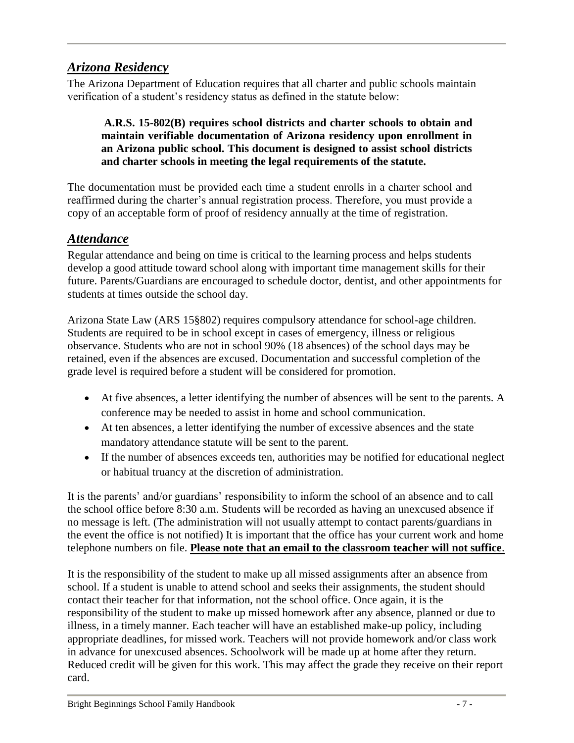## ***Arizona Residency***

The Arizona Department of Education requires that all charter and public schools maintain verification of a student's residency status as defined in the statute below:

> **A.R.S. 15-802(B) requires school districts and charter schools to obtain and maintain verifiable documentation of Arizona residency upon enrollment in an Arizona public school. This document is designed to assist school districts and charter schools in meeting the legal requirements of the statute.**

The documentation must be provided each time a student enrolls in a charter school and reaffirmed during the charter's annual registration process. Therefore, you must provide a copy of an acceptable form of proof of residency annually at the time of registration.

## ***Attendance***

Regular attendance and being on time is critical to the learning process and helps students develop a good attitude toward school along with important time management skills for their future. Parents/Guardians are encouraged to schedule doctor, dentist, and other appointments for students at times outside the school day.

Arizona State Law (ARS 15§802) requires compulsory attendance for school-age children. Students are required to be in school except in cases of emergency, illness or religious observance. Students who are not in school 90% (18 absences) of the school days may be retained, even if the absences are excused. Documentation and successful completion of the grade level is required before a student will be considered for promotion.

- At five absences, a letter identifying the number of absences will be sent to the parents. A conference may be needed to assist in home and school communication.
- At ten absences, a letter identifying the number of excessive absences and the state mandatory attendance statute will be sent to the parent.
- If the number of absences exceeds ten, authorities may be notified for educational neglect or habitual truancy at the discretion of administration.

It is the parents' and/or guardians' responsibility to inform the school of an absence and to call the school office before 8:30 a.m. Students will be recorded as having an unexcused absence if no message is left. (The administration will not usually attempt to contact parents/guardians in the event the office is not notified) It is important that the office has your current work and home telephone numbers on file. **Please note that an email to the classroom teacher will not suffice**.

It is the responsibility of the student to make up all missed assignments after an absence from school. If a student is unable to attend school and seeks their assignments, the student should contact their teacher for that information, not the school office. Once again, it is the responsibility of the student to make up missed homework after any absence, planned or due to illness, in a timely manner. Each teacher will have an established make-up policy, including appropriate deadlines, for missed work. Teachers will not provide homework and/or class work in advance for unexcused absences. Schoolwork will be made up at home after they return. Reduced credit will be given for this work. This may affect the grade they receive on their report card.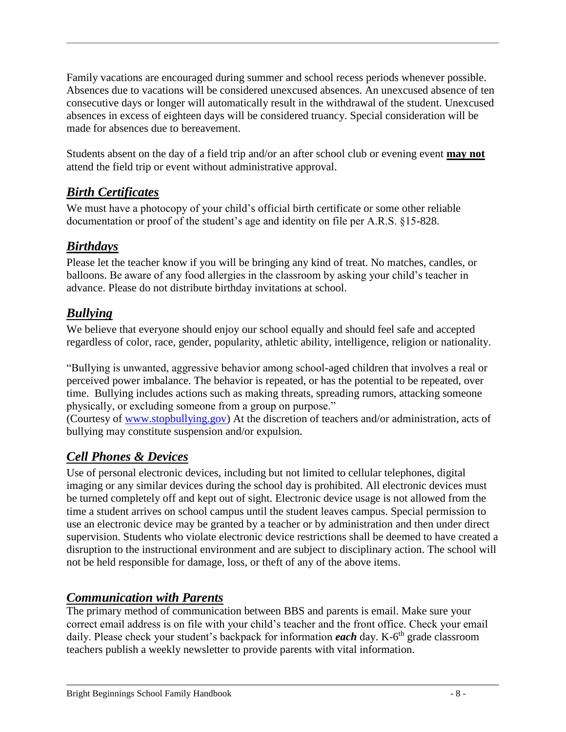Family vacations are encouraged during summer and school recess periods whenever possible. Absences due to vacations will be considered unexcused absences. An unexcused absence of ten consecutive days or longer will automatically result in the withdrawal of the student. Unexcused absences in excess of eighteen days will be considered truancy. Special consideration will be made for absences due to bereavement.

Students absent on the day of a field trip and/or an after school club or evening event **may not** attend the field trip or event without administrative approval.

## *Birth Certificates*

We must have a photocopy of your child's official birth certificate or some other reliable documentation or proof of the student's age and identity on file per A.R.S. §15-828.

## *Birthdays*

Please let the teacher know if you will be bringing any kind of treat. No matches, candles, or balloons. Be aware of any food allergies in the classroom by asking your child's teacher in advance. Please do not distribute birthday invitations at school.

## *Bullying*

We believe that everyone should enjoy our school equally and should feel safe and accepted regardless of color, race, gender, popularity, athletic ability, intelligence, religion or nationality.

"Bullying is unwanted, aggressive behavior among school-aged children that involves a real or perceived power imbalance. The behavior is repeated, or has the potential to be repeated, over time. Bullying includes actions such as making threats, spreading rumors, attacking someone physically, or excluding someone from a group on purpose."
(Courtesy of [www.stopbullying.gov](http://www.stopbullying.gov)) At the discretion of teachers and/or administration, acts of bullying may constitute suspension and/or expulsion.

## *Cell Phones & Devices*

Use of personal electronic devices, including but not limited to cellular telephones, digital imaging or any similar devices during the school day is prohibited. All electronic devices must be turned completely off and kept out of sight. Electronic device usage is not allowed from the time a student arrives on school campus until the student leaves campus. Special permission to use an electronic device may be granted by a teacher or by administration and then under direct supervision. Students who violate electronic device restrictions shall be deemed to have created a disruption to the instructional environment and are subject to disciplinary action. The school will not be held responsible for damage, loss, or theft of any of the above items.

## *Communication with Parents*

The primary method of communication between BBS and parents is email. Make sure your correct email address is on file with your child's teacher and the front office. Check your email daily. Please check your student's backpack for information ***each*** day. K-6th grade classroom teachers publish a weekly newsletter to provide parents with vital information.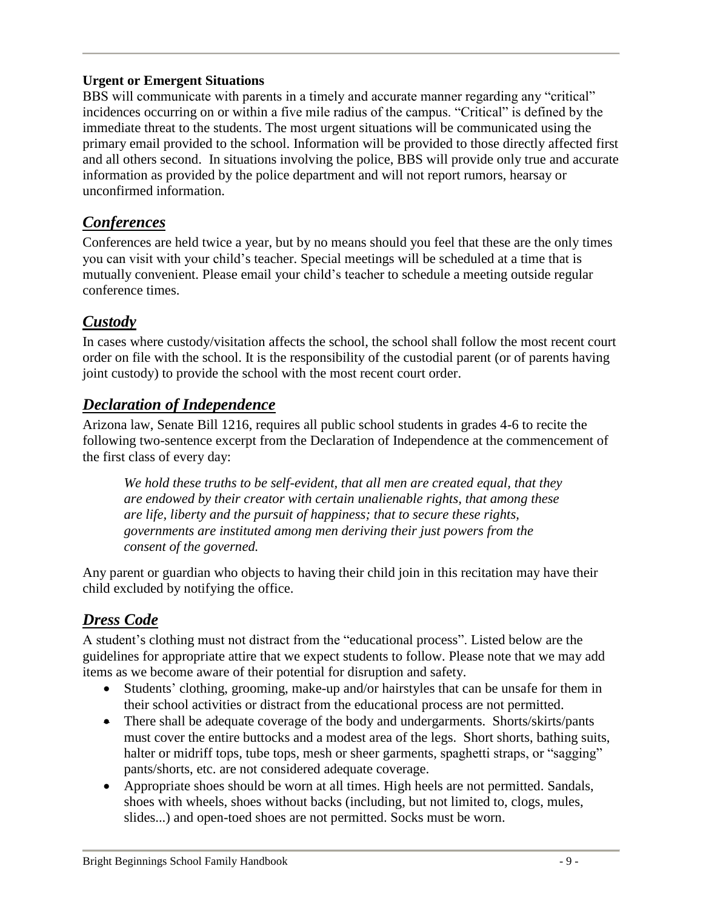**Urgent or Emergent Situations**

BBS will communicate with parents in a timely and accurate manner regarding any "critical" incidences occurring on or within a five mile radius of the campus. "Critical" is defined by the immediate threat to the students. The most urgent situations will be communicated using the primary email provided to the school. Information will be provided to those directly affected first and all others second. In situations involving the police, BBS will provide only true and accurate information as provided by the police department and will not report rumors, hearsay or unconfirmed information.

## *Conferences*

Conferences are held twice a year, but by no means should you feel that these are the only times you can visit with your child's teacher. Special meetings will be scheduled at a time that is mutually convenient. Please email your child's teacher to schedule a meeting outside regular conference times.

## *Custody*

In cases where custody/visitation affects the school, the school shall follow the most recent court order on file with the school. It is the responsibility of the custodial parent (or of parents having joint custody) to provide the school with the most recent court order.

## *Declaration of Independence*

Arizona law, Senate Bill 1216, requires all public school students in grades 4-6 to recite the following two-sentence excerpt from the Declaration of Independence at the commencement of the first class of every day:

> *We hold these truths to be self-evident, that all men are created equal, that they are endowed by their creator with certain unalienable rights, that among these are life, liberty and the pursuit of happiness; that to secure these rights, governments are instituted among men deriving their just powers from the consent of the governed.*

Any parent or guardian who objects to having their child join in this recitation may have their child excluded by notifying the office.

## *Dress Code*

A student's clothing must not distract from the "educational process". Listed below are the guidelines for appropriate attire that we expect students to follow. Please note that we may add items as we become aware of their potential for disruption and safety.

- Students' clothing, grooming, make-up and/or hairstyles that can be unsafe for them in their school activities or distract from the educational process are not permitted.
- There shall be adequate coverage of the body and undergarments. Shorts/skirts/pants must cover the entire buttocks and a modest area of the legs. Short shorts, bathing suits, halter or midriff tops, tube tops, mesh or sheer garments, spaghetti straps, or "sagging" pants/shorts, etc. are not considered adequate coverage.
- Appropriate shoes should be worn at all times. High heels are not permitted. Sandals, shoes with wheels, shoes without backs (including, but not limited to, clogs, mules, slides...) and open-toed shoes are not permitted. Socks must be worn.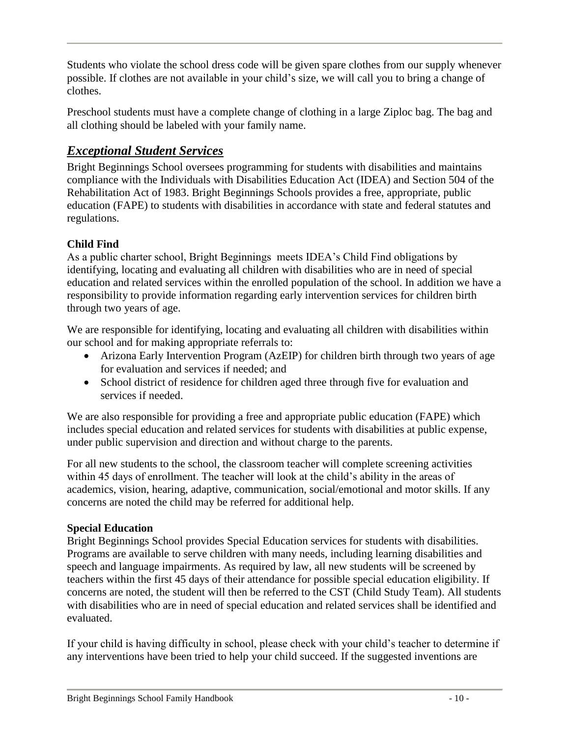Students who violate the school dress code will be given spare clothes from our supply whenever possible. If clothes are not available in your child's size, we will call you to bring a change of clothes.

Preschool students must have a complete change of clothing in a large Ziploc bag. The bag and all clothing should be labeled with your family name.

## *Exceptional Student Services*

Bright Beginnings School oversees programming for students with disabilities and maintains compliance with the Individuals with Disabilities Education Act (IDEA) and Section 504 of the Rehabilitation Act of 1983. Bright Beginnings Schools provides a free, appropriate, public education (FAPE) to students with disabilities in accordance with state and federal statutes and regulations.

### Child Find

As a public charter school, Bright Beginnings meets IDEA's Child Find obligations by identifying, locating and evaluating all children with disabilities who are in need of special education and related services within the enrolled population of the school. In addition we have a responsibility to provide information regarding early intervention services for children birth through two years of age.

We are responsible for identifying, locating and evaluating all children with disabilities within our school and for making appropriate referrals to:

- Arizona Early Intervention Program (AzEIP) for children birth through two years of age for evaluation and services if needed; and
- School district of residence for children aged three through five for evaluation and services if needed.

We are also responsible for providing a free and appropriate public education (FAPE) which includes special education and related services for students with disabilities at public expense, under public supervision and direction and without charge to the parents.

For all new students to the school, the classroom teacher will complete screening activities within 45 days of enrollment. The teacher will look at the child's ability in the areas of academics, vision, hearing, adaptive, communication, social/emotional and motor skills. If any concerns are noted the child may be referred for additional help.

### Special Education

Bright Beginnings School provides Special Education services for students with disabilities. Programs are available to serve children with many needs, including learning disabilities and speech and language impairments. As required by law, all new students will be screened by teachers within the first 45 days of their attendance for possible special education eligibility. If concerns are noted, the student will then be referred to the CST (Child Study Team). All students with disabilities who are in need of special education and related services shall be identified and evaluated.

If your child is having difficulty in school, please check with your child's teacher to determine if any interventions have been tried to help your child succeed. If the suggested inventions are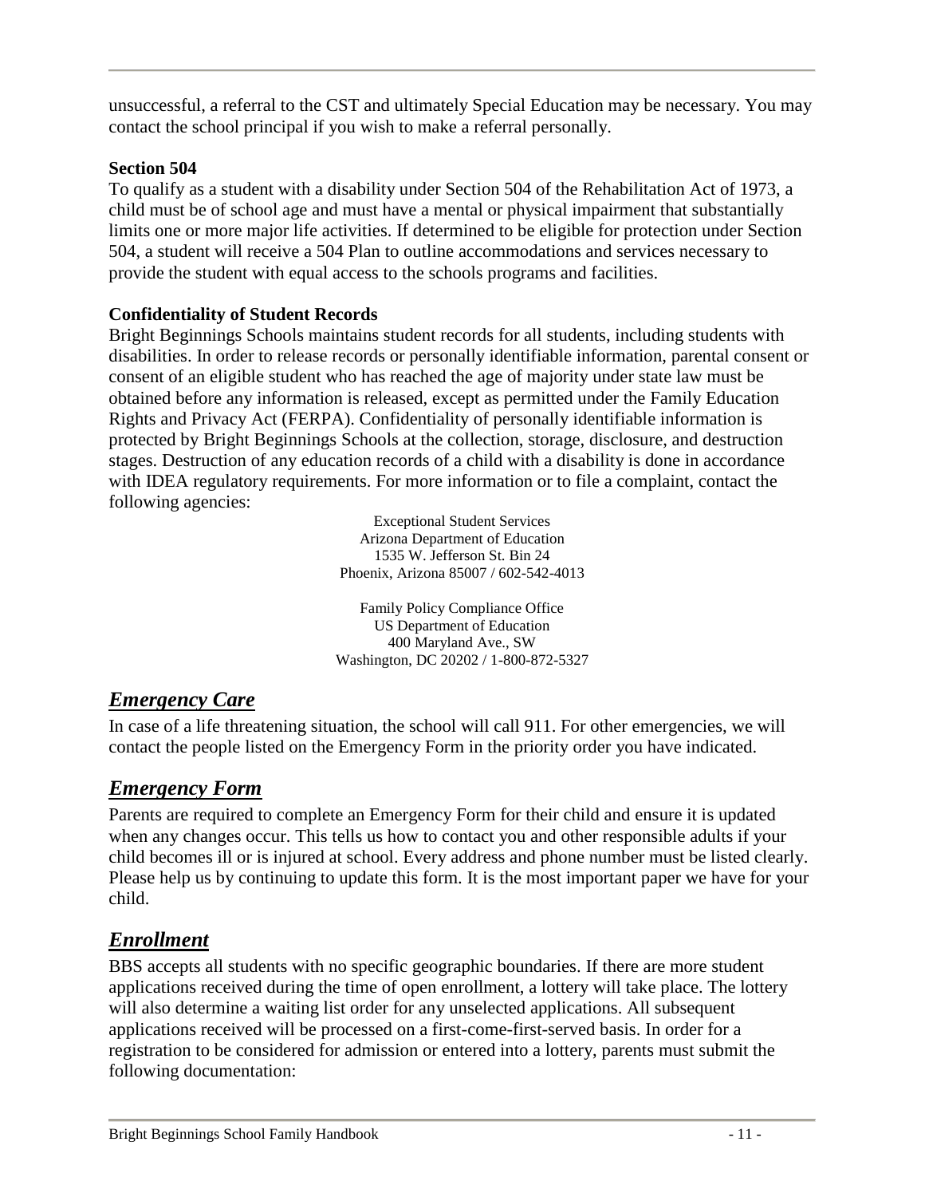unsuccessful, a referral to the CST and ultimately Special Education may be necessary. You may contact the school principal if you wish to make a referral personally.

**Section 504**

To qualify as a student with a disability under Section 504 of the Rehabilitation Act of 1973, a child must be of school age and must have a mental or physical impairment that substantially limits one or more major life activities. If determined to be eligible for protection under Section 504, a student will receive a 504 Plan to outline accommodations and services necessary to provide the student with equal access to the schools programs and facilities.

**Confidentiality of Student Records**

Bright Beginnings Schools maintains student records for all students, including students with disabilities. In order to release records or personally identifiable information, parental consent or consent of an eligible student who has reached the age of majority under state law must be obtained before any information is released, except as permitted under the Family Education Rights and Privacy Act (FERPA). Confidentiality of personally identifiable information is protected by Bright Beginnings Schools at the collection, storage, disclosure, and destruction stages. Destruction of any education records of a child with a disability is done in accordance with IDEA regulatory requirements. For more information or to file a complaint, contact the following agencies:

Exceptional Student Services
Arizona Department of Education
1535 W. Jefferson St. Bin 24
Phoenix, Arizona 85007 / 602-542-4013

Family Policy Compliance Office
US Department of Education
400 Maryland Ave., SW
Washington, DC 20202 / 1-800-872-5327

## *Emergency Care*

In case of a life threatening situation, the school will call 911. For other emergencies, we will contact the people listed on the Emergency Form in the priority order you have indicated.

## *Emergency Form*

Parents are required to complete an Emergency Form for their child and ensure it is updated when any changes occur. This tells us how to contact you and other responsible adults if your child becomes ill or is injured at school. Every address and phone number must be listed clearly. Please help us by continuing to update this form. It is the most important paper we have for your child.

## *Enrollment*

BBS accepts all students with no specific geographic boundaries. If there are more student applications received during the time of open enrollment, a lottery will take place. The lottery will also determine a waiting list order for any unselected applications. All subsequent applications received will be processed on a first-come-first-served basis. In order for a registration to be considered for admission or entered into a lottery, parents must submit the following documentation: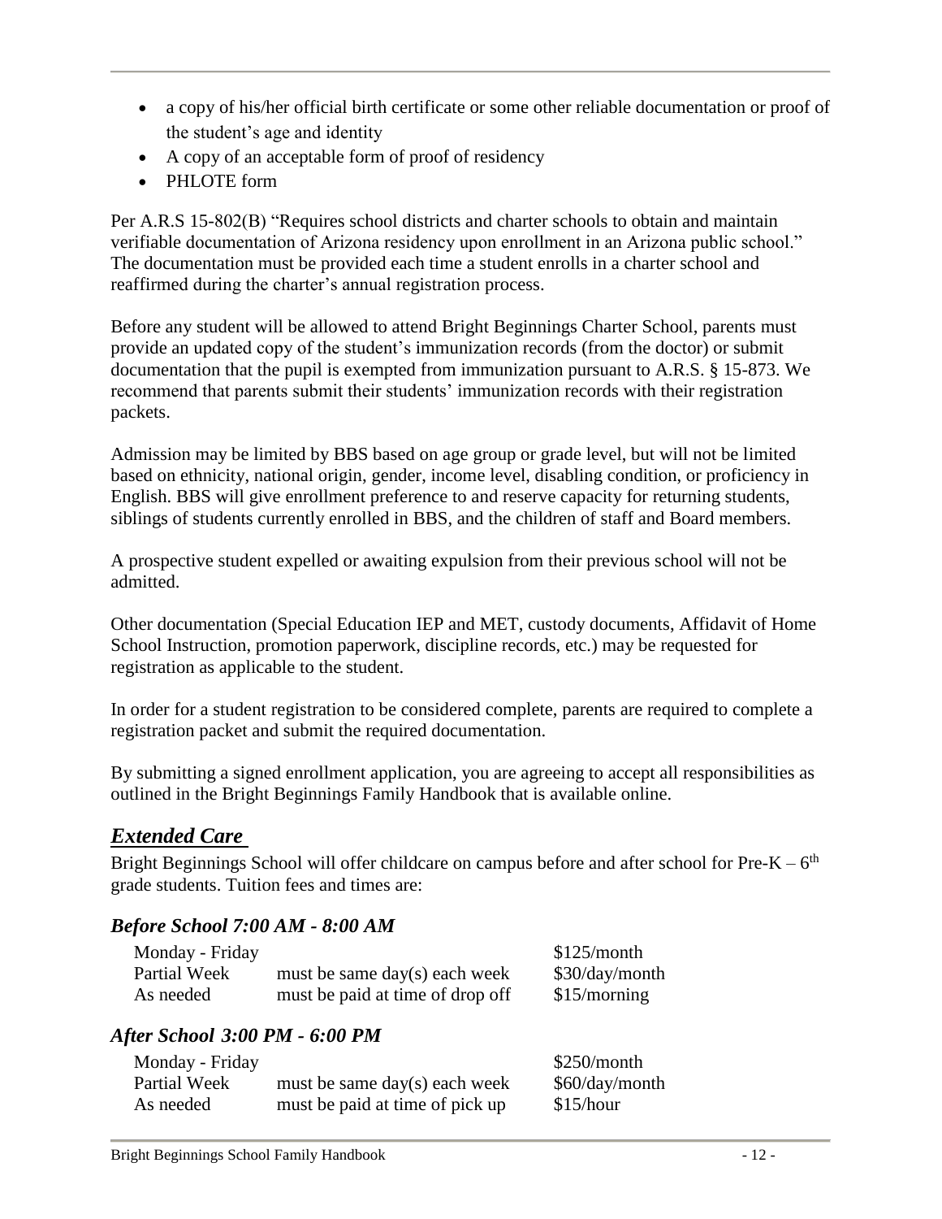- a copy of his/her official birth certificate or some other reliable documentation or proof of the student's age and identity
- A copy of an acceptable form of proof of residency
- PHLOTE form

Per A.R.S 15-802(B) "Requires school districts and charter schools to obtain and maintain verifiable documentation of Arizona residency upon enrollment in an Arizona public school." The documentation must be provided each time a student enrolls in a charter school and reaffirmed during the charter's annual registration process.

Before any student will be allowed to attend Bright Beginnings Charter School, parents must provide an updated copy of the student's immunization records (from the doctor) or submit documentation that the pupil is exempted from immunization pursuant to A.R.S. § 15-873. We recommend that parents submit their students' immunization records with their registration packets.

Admission may be limited by BBS based on age group or grade level, but will not be limited based on ethnicity, national origin, gender, income level, disabling condition, or proficiency in English. BBS will give enrollment preference to and reserve capacity for returning students, siblings of students currently enrolled in BBS, and the children of staff and Board members.

A prospective student expelled or awaiting expulsion from their previous school will not be admitted.

Other documentation (Special Education IEP and MET, custody documents, Affidavit of Home School Instruction, promotion paperwork, discipline records, etc.) may be requested for registration as applicable to the student.

In order for a student registration to be considered complete, parents are required to complete a registration packet and submit the required documentation.

By submitting a signed enrollment application, you are agreeing to accept all responsibilities as outlined in the Bright Beginnings Family Handbook that is available online.

## ***Extended Care***

Bright Beginnings School will offer childcare on campus before and after school for Pre-K – 6th grade students. Tuition fees and times are:

### *Before School 7:00 AM - 8:00 AM*

| | | |
|---|---|---|
| Monday - Friday | | $125/month |
| Partial Week | must be same day(s) each week | $30/day/month |
| As needed | must be paid at time of drop off | $15/morning |

### *After School 3:00 PM - 6:00 PM*

| | | |
|---|---|---|
| Monday - Friday | | $250/month |
| Partial Week | must be same day(s) each week | $60/day/month |
| As needed | must be paid at time of pick up | $15/hour |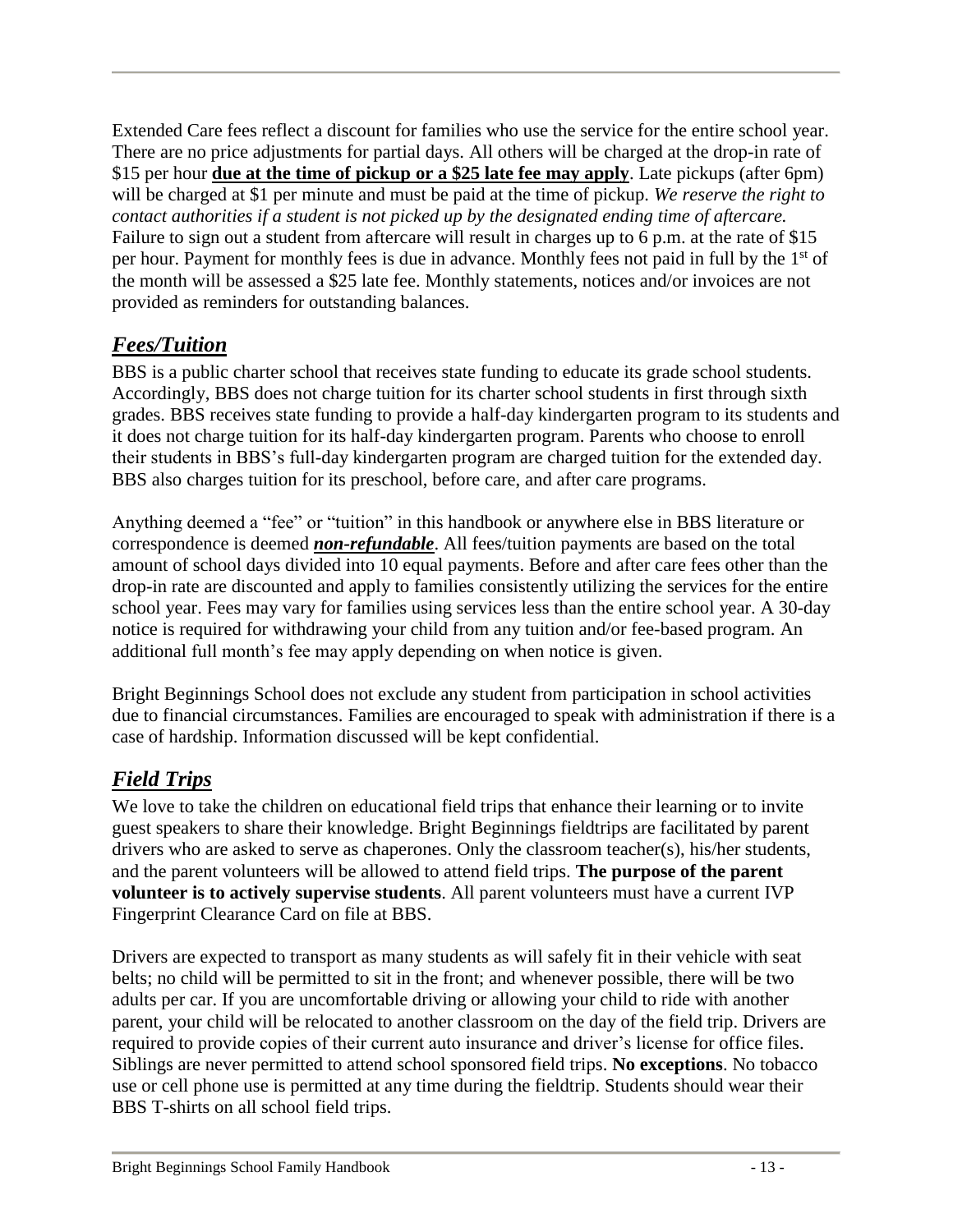Extended Care fees reflect a discount for families who use the service for the entire school year. There are no price adjustments for partial days. All others will be charged at the drop-in rate of $15 per hour **<u>due at the time of pickup or a $25 late fee may apply</u>**. Late pickups (after 6pm) will be charged at $1 per minute and must be paid at the time of pickup. *We reserve the right to contact authorities if a student is not picked up by the designated ending time of aftercare.* Failure to sign out a student from aftercare will result in charges up to 6 p.m. at the rate of $15 per hour. Payment for monthly fees is due in advance. Monthly fees not paid in full by the 1st of the month will be assessed a $25 late fee. Monthly statements, notices and/or invoices are not provided as reminders for outstanding balances.

## *Fees/Tuition*

BBS is a public charter school that receives state funding to educate its grade school students. Accordingly, BBS does not charge tuition for its charter school students in first through sixth grades. BBS receives state funding to provide a half-day kindergarten program to its students and it does not charge tuition for its half-day kindergarten program. Parents who choose to enroll their students in BBS's full-day kindergarten program are charged tuition for the extended day. BBS also charges tuition for its preschool, before care, and after care programs.

Anything deemed a "fee" or "tuition" in this handbook or anywhere else in BBS literature or correspondence is deemed ***non-refundable***. All fees/tuition payments are based on the total amount of school days divided into 10 equal payments. Before and after care fees other than the drop-in rate are discounted and apply to families consistently utilizing the services for the entire school year. Fees may vary for families using services less than the entire school year. A 30-day notice is required for withdrawing your child from any tuition and/or fee-based program. An additional full month's fee may apply depending on when notice is given.

Bright Beginnings School does not exclude any student from participation in school activities due to financial circumstances. Families are encouraged to speak with administration if there is a case of hardship. Information discussed will be kept confidential.

## *Field Trips*

We love to take the children on educational field trips that enhance their learning or to invite guest speakers to share their knowledge. Bright Beginnings fieldtrips are facilitated by parent drivers who are asked to serve as chaperones. Only the classroom teacher(s), his/her students, and the parent volunteers will be allowed to attend field trips. **The purpose of the parent volunteer is to actively supervise students**. All parent volunteers must have a current IVP Fingerprint Clearance Card on file at BBS.

Drivers are expected to transport as many students as will safely fit in their vehicle with seat belts; no child will be permitted to sit in the front; and whenever possible, there will be two adults per car. If you are uncomfortable driving or allowing your child to ride with another parent, your child will be relocated to another classroom on the day of the field trip. Drivers are required to provide copies of their current auto insurance and driver's license for office files. Siblings are never permitted to attend school sponsored field trips. **No exceptions**. No tobacco use or cell phone use is permitted at any time during the fieldtrip. Students should wear their BBS T-shirts on all school field trips.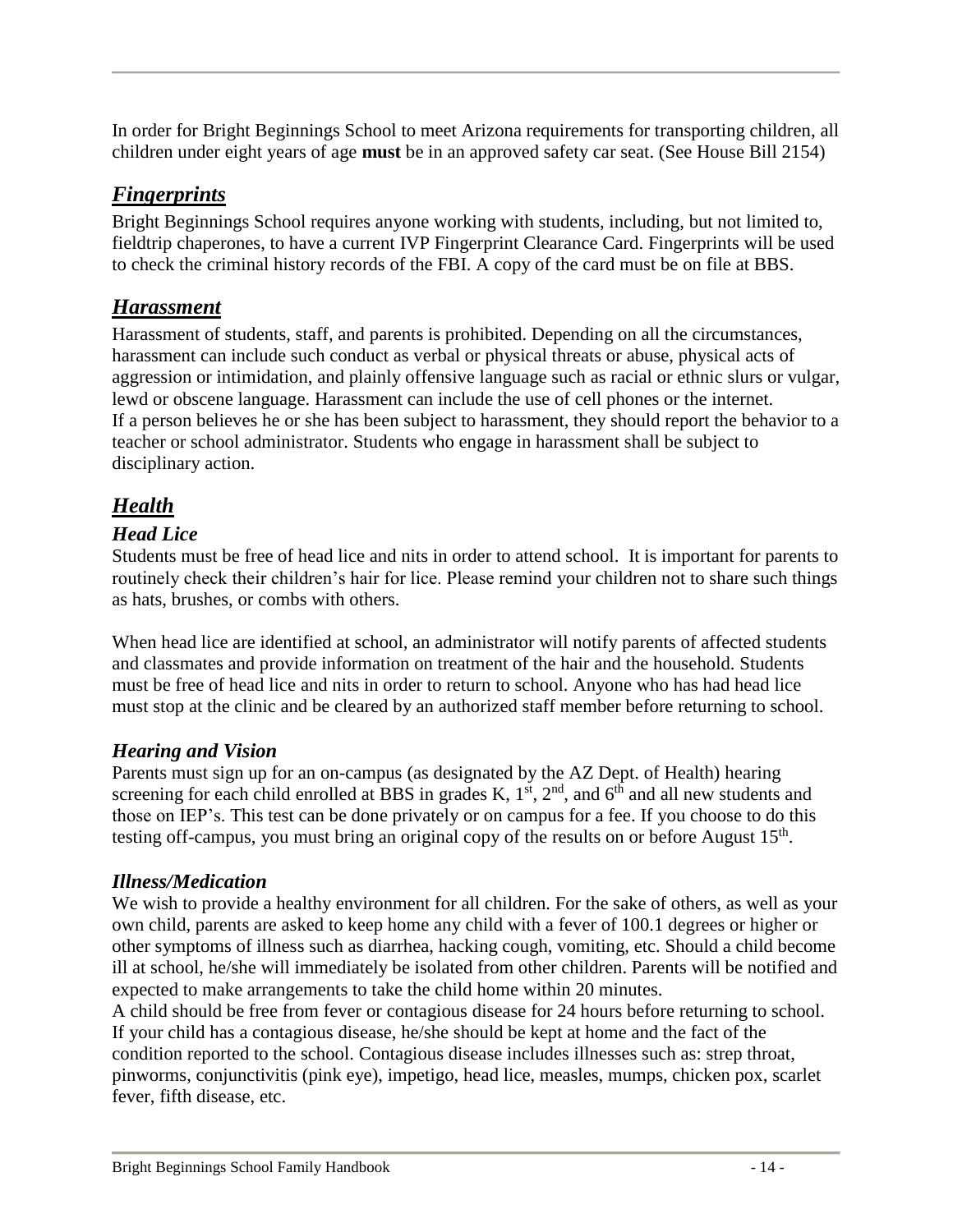In order for Bright Beginnings School to meet Arizona requirements for transporting children, all children under eight years of age **must** be in an approved safety car seat. (See House Bill 2154)

## ***Fingerprints***

Bright Beginnings School requires anyone working with students, including, but not limited to, fieldtrip chaperones, to have a current IVP Fingerprint Clearance Card. Fingerprints will be used to check the criminal history records of the FBI. A copy of the card must be on file at BBS.

## ***Harassment***

Harassment of students, staff, and parents is prohibited. Depending on all the circumstances, harassment can include such conduct as verbal or physical threats or abuse, physical acts of aggression or intimidation, and plainly offensive language such as racial or ethnic slurs or vulgar, lewd or obscene language. Harassment can include the use of cell phones or the internet.
If a person believes he or she has been subject to harassment, they should report the behavior to a teacher or school administrator. Students who engage in harassment shall be subject to disciplinary action.

## ***Health***

### *Head Lice*

Students must be free of head lice and nits in order to attend school. It is important for parents to routinely check their children's hair for lice. Please remind your children not to share such things as hats, brushes, or combs with others.

When head lice are identified at school, an administrator will notify parents of affected students and classmates and provide information on treatment of the hair and the household. Students must be free of head lice and nits in order to return to school. Anyone who has had head lice must stop at the clinic and be cleared by an authorized staff member before returning to school.

### *Hearing and Vision*

Parents must sign up for an on-campus (as designated by the AZ Dept. of Health) hearing screening for each child enrolled at BBS in grades K, 1st, 2nd, and 6th and all new students and those on IEP's. This test can be done privately or on campus for a fee. If you choose to do this testing off-campus, you must bring an original copy of the results on or before August 15th.

### *Illness/Medication*

We wish to provide a healthy environment for all children. For the sake of others, as well as your own child, parents are asked to keep home any child with a fever of 100.1 degrees or higher or other symptoms of illness such as diarrhea, hacking cough, vomiting, etc. Should a child become ill at school, he/she will immediately be isolated from other children. Parents will be notified and expected to make arrangements to take the child home within 20 minutes.
A child should be free from fever or contagious disease for 24 hours before returning to school. If your child has a contagious disease, he/she should be kept at home and the fact of the condition reported to the school. Contagious disease includes illnesses such as: strep throat, pinworms, conjunctivitis (pink eye), impetigo, head lice, measles, mumps, chicken pox, scarlet fever, fifth disease, etc.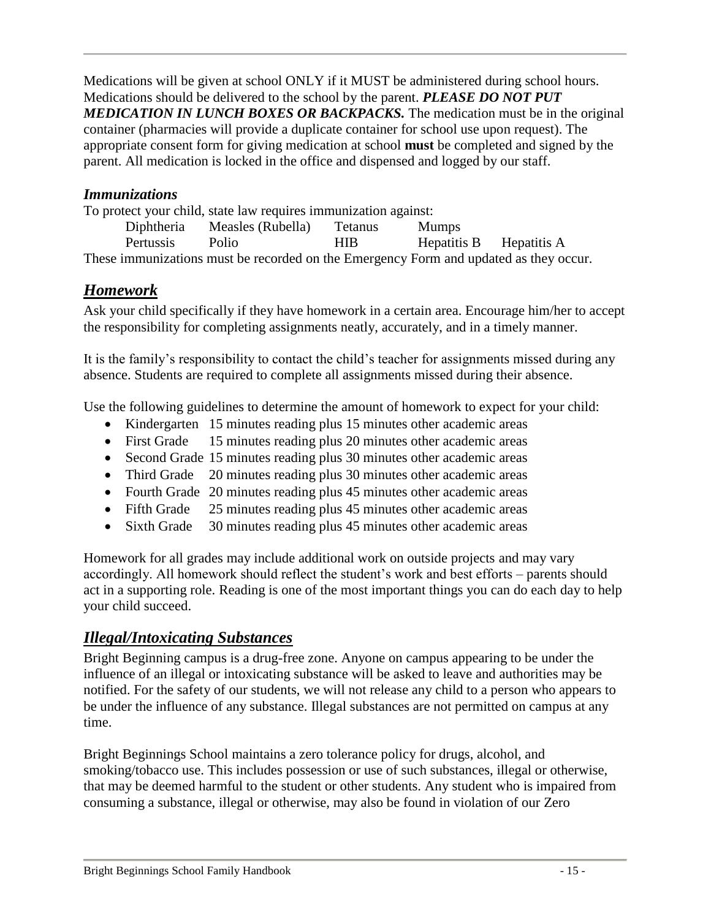Medications will be given at school ONLY if it MUST be administered during school hours. Medications should be delivered to the school by the parent. ***PLEASE DO NOT PUT MEDICATION IN LUNCH BOXES OR BACKPACKS.*** The medication must be in the original container (pharmacies will provide a duplicate container for school use upon request). The appropriate consent form for giving medication at school **must** be completed and signed by the parent. All medication is locked in the office and dispensed and logged by our staff.

### *Immunizations*

To protect your child, state law requires immunization against:

| | | | | |
|---|---|---|---|---|
| Diphtheria | Measles (Rubella) | Tetanus | Mumps | |
| Pertussis | Polio | HIB | Hepatitis B | Hepatitis A |

These immunizations must be recorded on the Emergency Form and updated as they occur.

## ***Homework***

Ask your child specifically if they have homework in a certain area. Encourage him/her to accept the responsibility for completing assignments neatly, accurately, and in a timely manner.

It is the family's responsibility to contact the child's teacher for assignments missed during any absence. Students are required to complete all assignments missed during their absence.

Use the following guidelines to determine the amount of homework to expect for your child:

- Kindergarten 15 minutes reading plus 15 minutes other academic areas
- First Grade 15 minutes reading plus 20 minutes other academic areas
- Second Grade 15 minutes reading plus 30 minutes other academic areas
- Third Grade 20 minutes reading plus 30 minutes other academic areas
- Fourth Grade 20 minutes reading plus 45 minutes other academic areas
- Fifth Grade 25 minutes reading plus 45 minutes other academic areas
- Sixth Grade 30 minutes reading plus 45 minutes other academic areas

Homework for all grades may include additional work on outside projects and may vary accordingly. All homework should reflect the student's work and best efforts – parents should act in a supporting role. Reading is one of the most important things you can do each day to help your child succeed.

## ***Illegal/Intoxicating Substances***

Bright Beginning campus is a drug-free zone. Anyone on campus appearing to be under the influence of an illegal or intoxicating substance will be asked to leave and authorities may be notified. For the safety of our students, we will not release any child to a person who appears to be under the influence of any substance. Illegal substances are not permitted on campus at any time.

Bright Beginnings School maintains a zero tolerance policy for drugs, alcohol, and smoking/tobacco use. This includes possession or use of such substances, illegal or otherwise, that may be deemed harmful to the student or other students. Any student who is impaired from consuming a substance, illegal or otherwise, may also be found in violation of our Zero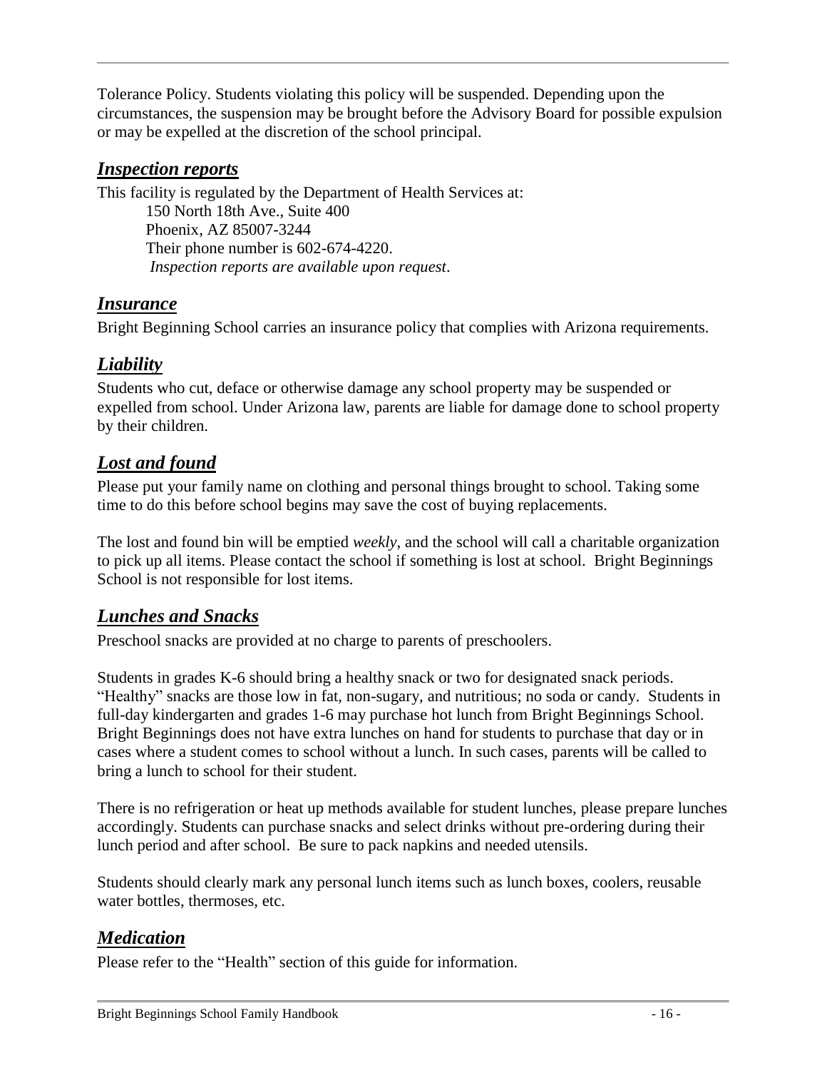Tolerance Policy. Students violating this policy will be suspended. Depending upon the circumstances, the suspension may be brought before the Advisory Board for possible expulsion or may be expelled at the discretion of the school principal.

## ***Inspection reports***

This facility is regulated by the Department of Health Services at:

150 North 18th Ave., Suite 400
Phoenix, AZ 85007-3244
Their phone number is 602-674-4220.
*Inspection reports are available upon request*.

## ***Insurance***

Bright Beginning School carries an insurance policy that complies with Arizona requirements.

## ***Liability***

Students who cut, deface or otherwise damage any school property may be suspended or expelled from school. Under Arizona law, parents are liable for damage done to school property by their children.

## ***Lost and found***

Please put your family name on clothing and personal things brought to school. Taking some time to do this before school begins may save the cost of buying replacements.

The lost and found bin will be emptied *weekly*, and the school will call a charitable organization to pick up all items. Please contact the school if something is lost at school. Bright Beginnings School is not responsible for lost items.

## ***Lunches and Snacks***

Preschool snacks are provided at no charge to parents of preschoolers.

Students in grades K-6 should bring a healthy snack or two for designated snack periods. "Healthy" snacks are those low in fat, non-sugary, and nutritious; no soda or candy. Students in full-day kindergarten and grades 1-6 may purchase hot lunch from Bright Beginnings School. Bright Beginnings does not have extra lunches on hand for students to purchase that day or in cases where a student comes to school without a lunch. In such cases, parents will be called to bring a lunch to school for their student.

There is no refrigeration or heat up methods available for student lunches, please prepare lunches accordingly. Students can purchase snacks and select drinks without pre-ordering during their lunch period and after school. Be sure to pack napkins and needed utensils.

Students should clearly mark any personal lunch items such as lunch boxes, coolers, reusable water bottles, thermoses, etc.

## ***Medication***

Please refer to the "Health" section of this guide for information.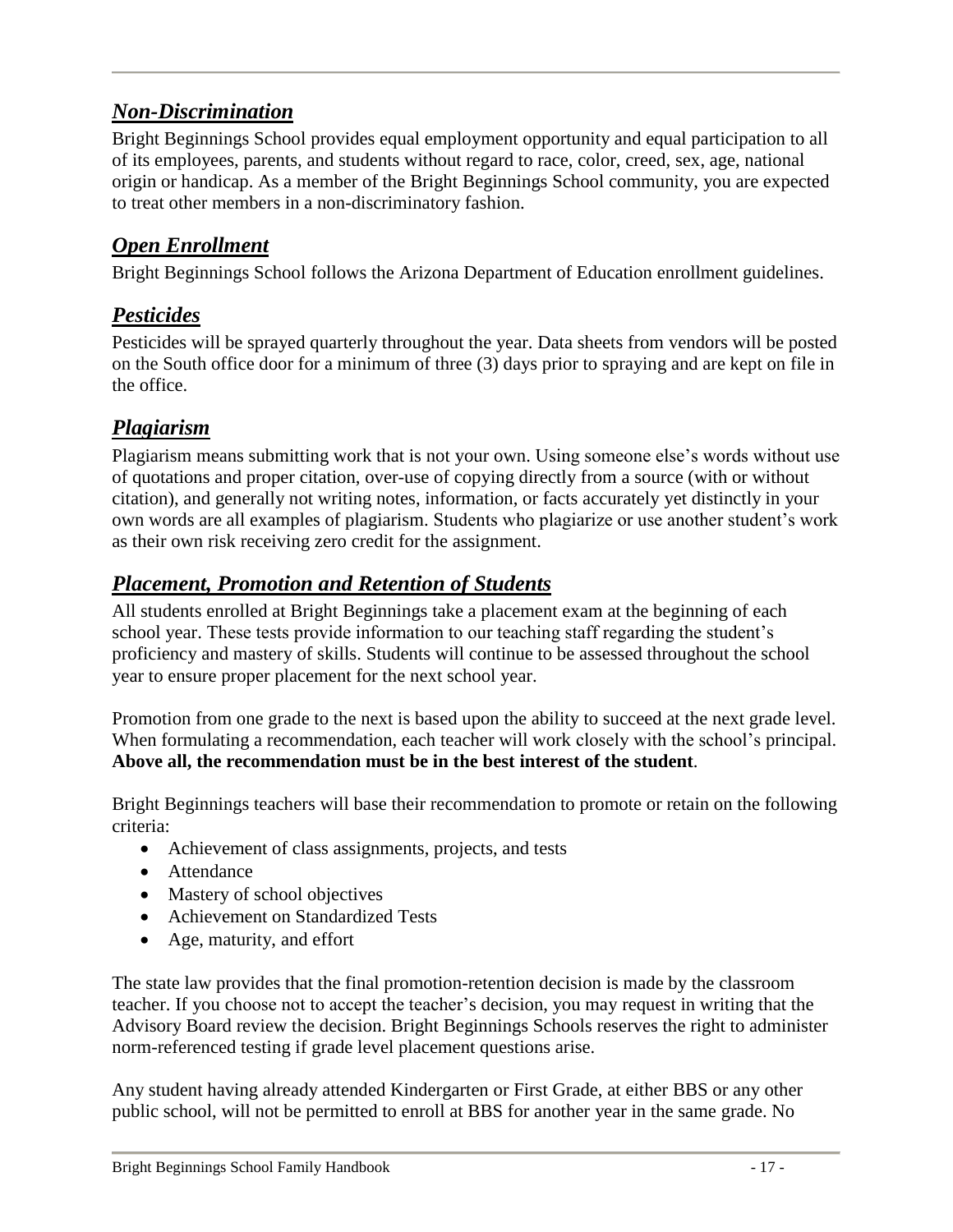## ***Non-Discrimination***

Bright Beginnings School provides equal employment opportunity and equal participation to all of its employees, parents, and students without regard to race, color, creed, sex, age, national origin or handicap. As a member of the Bright Beginnings School community, you are expected to treat other members in a non-discriminatory fashion.

## ***Open Enrollment***

Bright Beginnings School follows the Arizona Department of Education enrollment guidelines.

## ***Pesticides***

Pesticides will be sprayed quarterly throughout the year. Data sheets from vendors will be posted on the South office door for a minimum of three (3) days prior to spraying and are kept on file in the office.

## ***Plagiarism***

Plagiarism means submitting work that is not your own. Using someone else's words without use of quotations and proper citation, over-use of copying directly from a source (with or without citation), and generally not writing notes, information, or facts accurately yet distinctly in your own words are all examples of plagiarism. Students who plagiarize or use another student's work as their own risk receiving zero credit for the assignment.

## ***Placement, Promotion and Retention of Students***

All students enrolled at Bright Beginnings take a placement exam at the beginning of each school year. These tests provide information to our teaching staff regarding the student's proficiency and mastery of skills. Students will continue to be assessed throughout the school year to ensure proper placement for the next school year.

Promotion from one grade to the next is based upon the ability to succeed at the next grade level. When formulating a recommendation, each teacher will work closely with the school's principal. **Above all, the recommendation must be in the best interest of the student**.

Bright Beginnings teachers will base their recommendation to promote or retain on the following criteria:

- Achievement of class assignments, projects, and tests
- Attendance
- Mastery of school objectives
- Achievement on Standardized Tests
- Age, maturity, and effort

The state law provides that the final promotion-retention decision is made by the classroom teacher. If you choose not to accept the teacher's decision, you may request in writing that the Advisory Board review the decision. Bright Beginnings Schools reserves the right to administer norm-referenced testing if grade level placement questions arise.

Any student having already attended Kindergarten or First Grade, at either BBS or any other public school, will not be permitted to enroll at BBS for another year in the same grade. No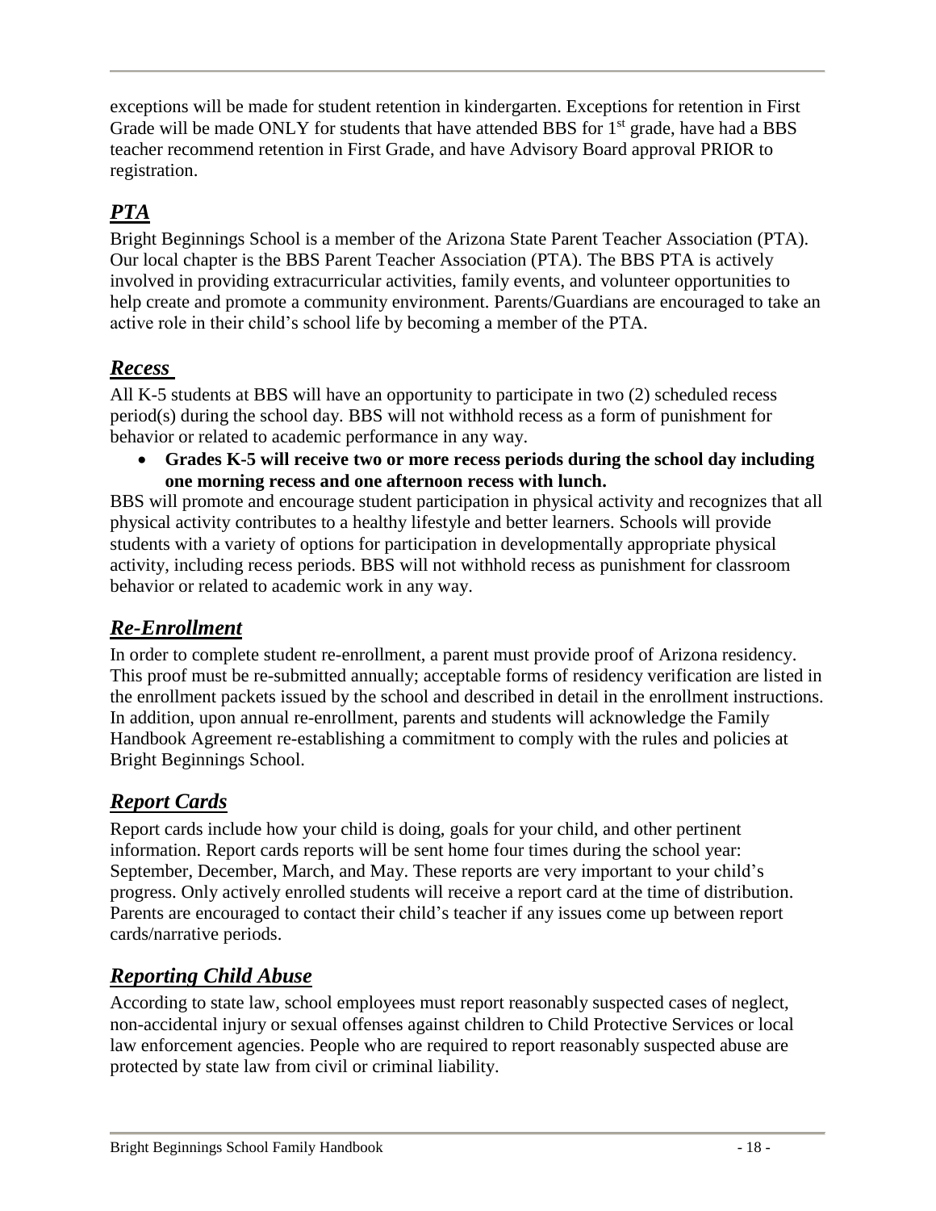exceptions will be made for student retention in kindergarten. Exceptions for retention in First Grade will be made ONLY for students that have attended BBS for 1st grade, have had a BBS teacher recommend retention in First Grade, and have Advisory Board approval PRIOR to registration.

## *PTA*

Bright Beginnings School is a member of the Arizona State Parent Teacher Association (PTA). Our local chapter is the BBS Parent Teacher Association (PTA). The BBS PTA is actively involved in providing extracurricular activities, family events, and volunteer opportunities to help create and promote a community environment. Parents/Guardians are encouraged to take an active role in their child's school life by becoming a member of the PTA.

## *Recess*

All K-5 students at BBS will have an opportunity to participate in two (2) scheduled recess period(s) during the school day. BBS will not withhold recess as a form of punishment for behavior or related to academic performance in any way.

- **Grades K-5 will receive two or more recess periods during the school day including one morning recess and one afternoon recess with lunch.**

BBS will promote and encourage student participation in physical activity and recognizes that all physical activity contributes to a healthy lifestyle and better learners. Schools will provide students with a variety of options for participation in developmentally appropriate physical activity, including recess periods. BBS will not withhold recess as punishment for classroom behavior or related to academic work in any way.

## *Re-Enrollment*

In order to complete student re-enrollment, a parent must provide proof of Arizona residency. This proof must be re-submitted annually; acceptable forms of residency verification are listed in the enrollment packets issued by the school and described in detail in the enrollment instructions. In addition, upon annual re-enrollment, parents and students will acknowledge the Family Handbook Agreement re-establishing a commitment to comply with the rules and policies at Bright Beginnings School.

## *Report Cards*

Report cards include how your child is doing, goals for your child, and other pertinent information. Report cards reports will be sent home four times during the school year: September, December, March, and May. These reports are very important to your child's progress. Only actively enrolled students will receive a report card at the time of distribution. Parents are encouraged to contact their child's teacher if any issues come up between report cards/narrative periods.

## *Reporting Child Abuse*

According to state law, school employees must report reasonably suspected cases of neglect, non-accidental injury or sexual offenses against children to Child Protective Services or local law enforcement agencies. People who are required to report reasonably suspected abuse are protected by state law from civil or criminal liability.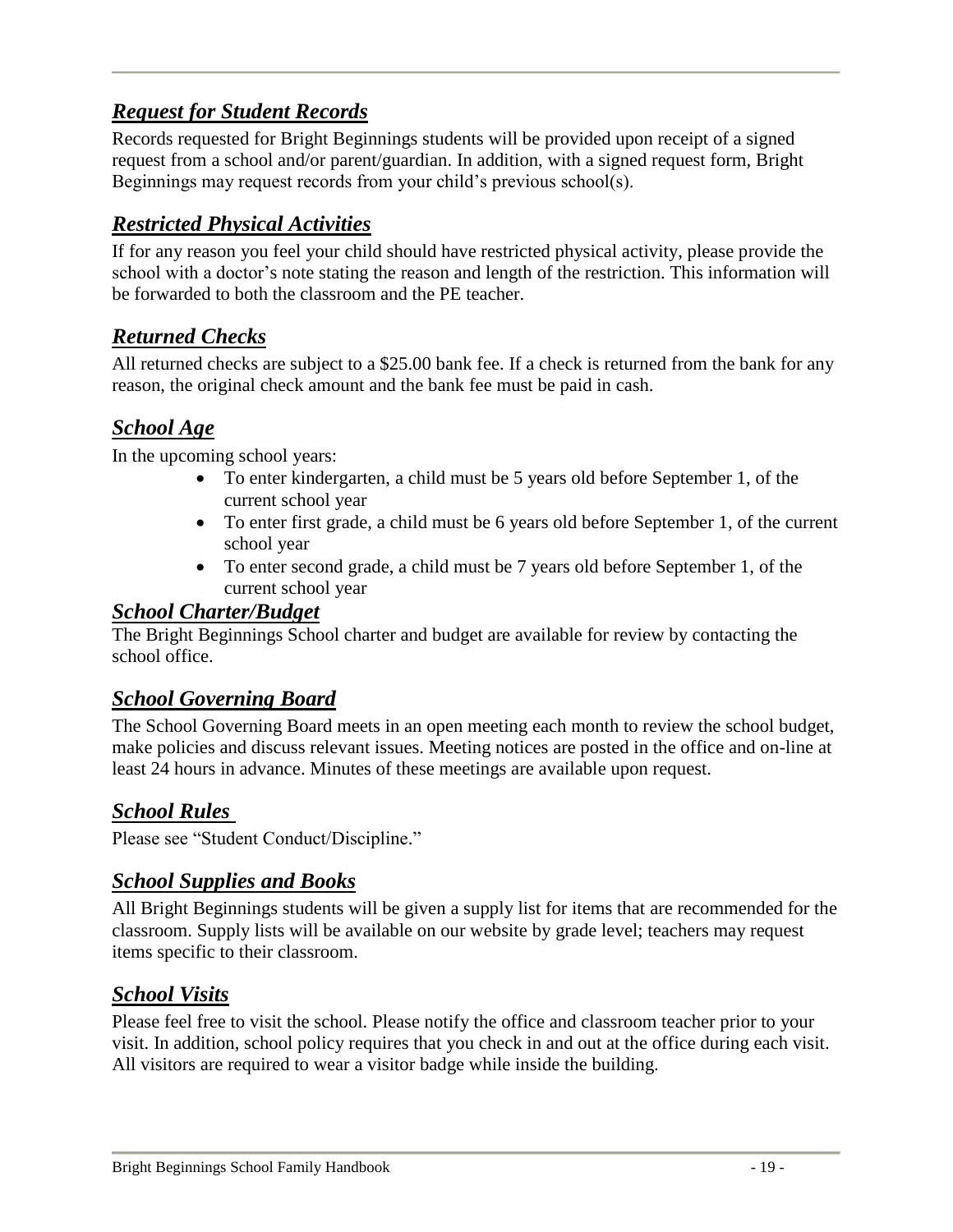## ***Request for Student Records***

Records requested for Bright Beginnings students will be provided upon receipt of a signed request from a school and/or parent/guardian. In addition, with a signed request form, Bright Beginnings may request records from your child's previous school(s).

## ***Restricted Physical Activities***

If for any reason you feel your child should have restricted physical activity, please provide the school with a doctor's note stating the reason and length of the restriction. This information will be forwarded to both the classroom and the PE teacher.

## ***Returned Checks***

All returned checks are subject to a $25.00 bank fee. If a check is returned from the bank for any reason, the original check amount and the bank fee must be paid in cash.

## ***School Age***

In the upcoming school years:

- To enter kindergarten, a child must be 5 years old before September 1, of the current school year
- To enter first grade, a child must be 6 years old before September 1, of the current school year
- To enter second grade, a child must be 7 years old before September 1, of the current school year

## ***School Charter/Budget***

The Bright Beginnings School charter and budget are available for review by contacting the school office.

## ***School Governing Board***

The School Governing Board meets in an open meeting each month to review the school budget, make policies and discuss relevant issues. Meeting notices are posted in the office and on-line at least 24 hours in advance. Minutes of these meetings are available upon request.

## ***School Rules***

Please see "Student Conduct/Discipline."

## ***School Supplies and Books***

All Bright Beginnings students will be given a supply list for items that are recommended for the classroom. Supply lists will be available on our website by grade level; teachers may request items specific to their classroom.

## ***School Visits***

Please feel free to visit the school. Please notify the office and classroom teacher prior to your visit. In addition, school policy requires that you check in and out at the office during each visit. All visitors are required to wear a visitor badge while inside the building.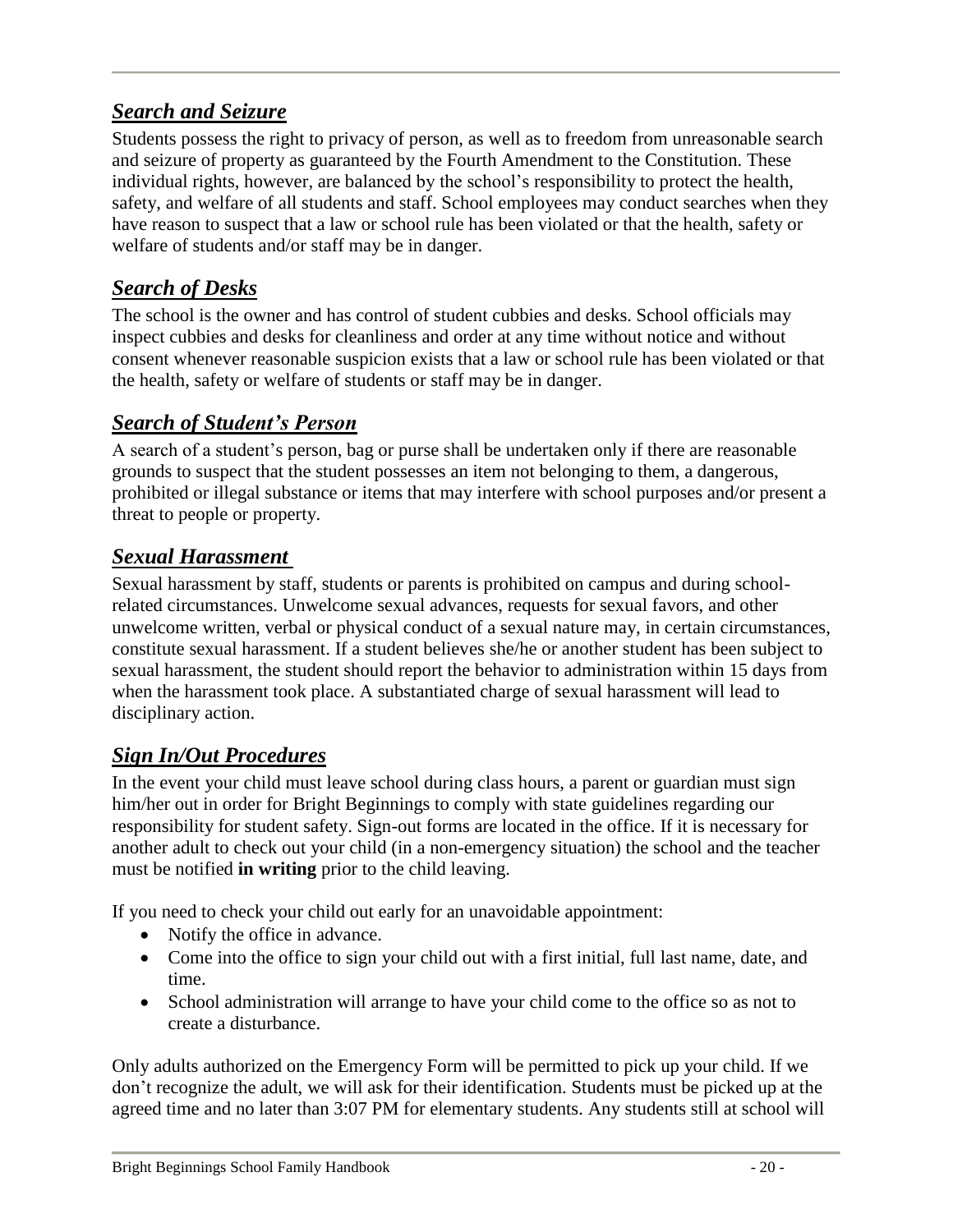## ***Search and Seizure***

Students possess the right to privacy of person, as well as to freedom from unreasonable search and seizure of property as guaranteed by the Fourth Amendment to the Constitution. These individual rights, however, are balanced by the school's responsibility to protect the health, safety, and welfare of all students and staff. School employees may conduct searches when they have reason to suspect that a law or school rule has been violated or that the health, safety or welfare of students and/or staff may be in danger.

## ***Search of Desks***

The school is the owner and has control of student cubbies and desks. School officials may inspect cubbies and desks for cleanliness and order at any time without notice and without consent whenever reasonable suspicion exists that a law or school rule has been violated or that the health, safety or welfare of students or staff may be in danger.

## ***Search of Student's Person***

A search of a student's person, bag or purse shall be undertaken only if there are reasonable grounds to suspect that the student possesses an item not belonging to them, a dangerous, prohibited or illegal substance or items that may interfere with school purposes and/or present a threat to people or property.

## ***Sexual Harassment***

Sexual harassment by staff, students or parents is prohibited on campus and during school-related circumstances. Unwelcome sexual advances, requests for sexual favors, and other unwelcome written, verbal or physical conduct of a sexual nature may, in certain circumstances, constitute sexual harassment. If a student believes she/he or another student has been subject to sexual harassment, the student should report the behavior to administration within 15 days from when the harassment took place. A substantiated charge of sexual harassment will lead to disciplinary action.

## ***Sign In/Out Procedures***

In the event your child must leave school during class hours, a parent or guardian must sign him/her out in order for Bright Beginnings to comply with state guidelines regarding our responsibility for student safety. Sign-out forms are located in the office. If it is necessary for another adult to check out your child (in a non-emergency situation) the school and the teacher must be notified **in writing** prior to the child leaving.

If you need to check your child out early for an unavoidable appointment:

- Notify the office in advance.
- Come into the office to sign your child out with a first initial, full last name, date, and time.
- School administration will arrange to have your child come to the office so as not to create a disturbance.

Only adults authorized on the Emergency Form will be permitted to pick up your child. If we don't recognize the adult, we will ask for their identification. Students must be picked up at the agreed time and no later than 3:07 PM for elementary students. Any students still at school will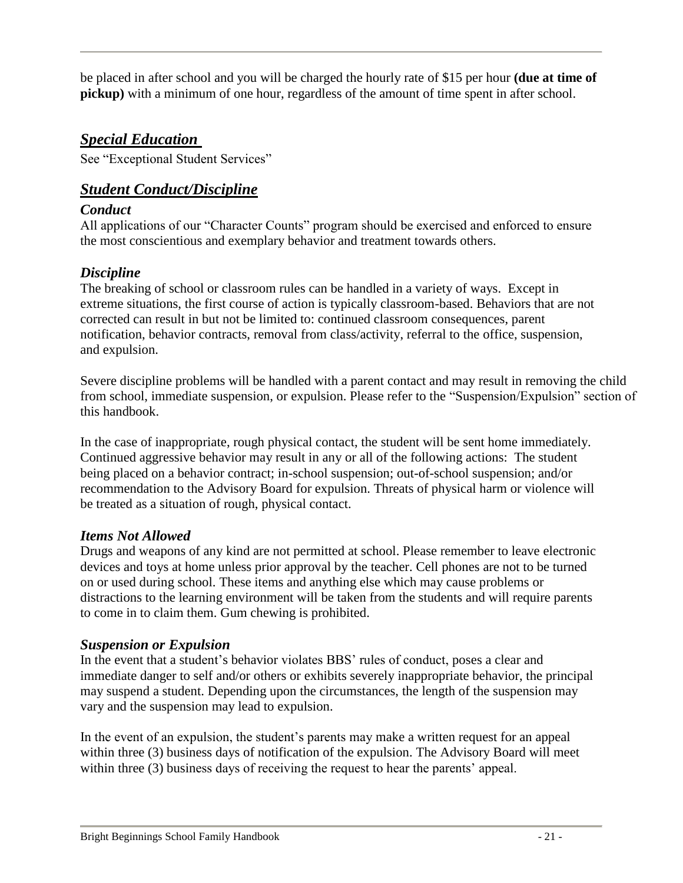be placed in after school and you will be charged the hourly rate of $15 per hour **(due at time of pickup)** with a minimum of one hour, regardless of the amount of time spent in after school.

## *Special Education*

See "Exceptional Student Services"

## *Student Conduct/Discipline*

### *Conduct*

All applications of our "Character Counts" program should be exercised and enforced to ensure the most conscientious and exemplary behavior and treatment towards others.

### *Discipline*

The breaking of school or classroom rules can be handled in a variety of ways. Except in extreme situations, the first course of action is typically classroom-based. Behaviors that are not corrected can result in but not be limited to: continued classroom consequences, parent notification, behavior contracts, removal from class/activity, referral to the office, suspension, and expulsion.

Severe discipline problems will be handled with a parent contact and may result in removing the child from school, immediate suspension, or expulsion. Please refer to the "Suspension/Expulsion" section of this handbook.

In the case of inappropriate, rough physical contact, the student will be sent home immediately. Continued aggressive behavior may result in any or all of the following actions: The student being placed on a behavior contract; in-school suspension; out-of-school suspension; and/or recommendation to the Advisory Board for expulsion. Threats of physical harm or violence will be treated as a situation of rough, physical contact.

### *Items Not Allowed*

Drugs and weapons of any kind are not permitted at school. Please remember to leave electronic devices and toys at home unless prior approval by the teacher. Cell phones are not to be turned on or used during school. These items and anything else which may cause problems or distractions to the learning environment will be taken from the students and will require parents to come in to claim them. Gum chewing is prohibited.

### *Suspension or Expulsion*

In the event that a student's behavior violates BBS' rules of conduct, poses a clear and immediate danger to self and/or others or exhibits severely inappropriate behavior, the principal may suspend a student. Depending upon the circumstances, the length of the suspension may vary and the suspension may lead to expulsion.

In the event of an expulsion, the student's parents may make a written request for an appeal within three (3) business days of notification of the expulsion. The Advisory Board will meet within three (3) business days of receiving the request to hear the parents' appeal.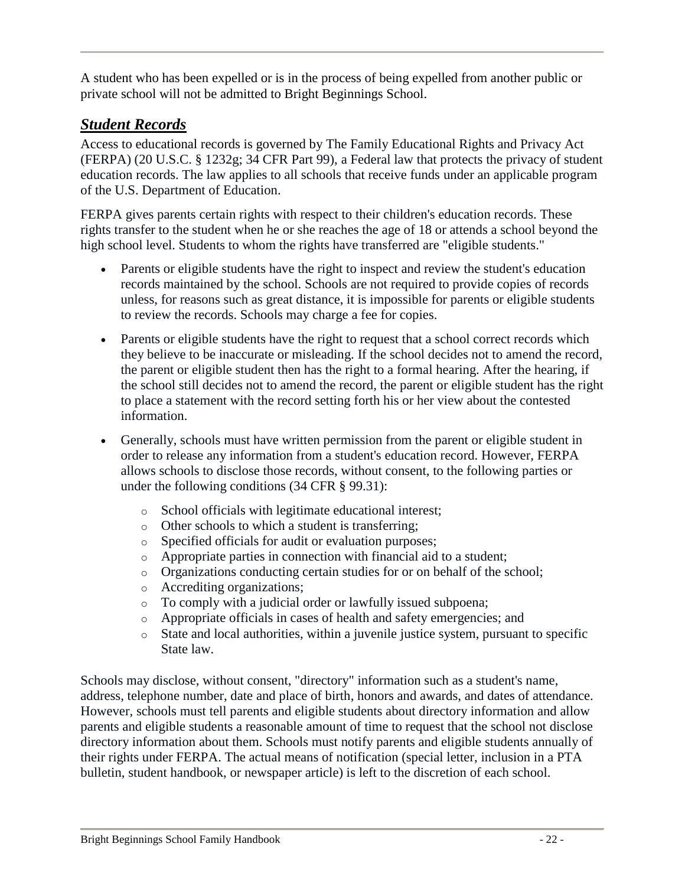A student who has been expelled or is in the process of being expelled from another public or private school will not be admitted to Bright Beginnings School.

## ***Student Records***

Access to educational records is governed by The Family Educational Rights and Privacy Act (FERPA) (20 U.S.C. § 1232g; 34 CFR Part 99), a Federal law that protects the privacy of student education records. The law applies to all schools that receive funds under an applicable program of the U.S. Department of Education.

FERPA gives parents certain rights with respect to their children's education records. These rights transfer to the student when he or she reaches the age of 18 or attends a school beyond the high school level. Students to whom the rights have transferred are "eligible students."

- Parents or eligible students have the right to inspect and review the student's education records maintained by the school. Schools are not required to provide copies of records unless, for reasons such as great distance, it is impossible for parents or eligible students to review the records. Schools may charge a fee for copies.
- Parents or eligible students have the right to request that a school correct records which they believe to be inaccurate or misleading. If the school decides not to amend the record, the parent or eligible student then has the right to a formal hearing. After the hearing, if the school still decides not to amend the record, the parent or eligible student has the right to place a statement with the record setting forth his or her view about the contested information.
- Generally, schools must have written permission from the parent or eligible student in order to release any information from a student's education record. However, FERPA allows schools to disclose those records, without consent, to the following parties or under the following conditions (34 CFR § 99.31):
  - School officials with legitimate educational interest;
  - Other schools to which a student is transferring;
  - Specified officials for audit or evaluation purposes;
  - Appropriate parties in connection with financial aid to a student;
  - Organizations conducting certain studies for or on behalf of the school;
  - Accrediting organizations;
  - To comply with a judicial order or lawfully issued subpoena;
  - Appropriate officials in cases of health and safety emergencies; and
  - State and local authorities, within a juvenile justice system, pursuant to specific State law.

Schools may disclose, without consent, "directory" information such as a student's name, address, telephone number, date and place of birth, honors and awards, and dates of attendance. However, schools must tell parents and eligible students about directory information and allow parents and eligible students a reasonable amount of time to request that the school not disclose directory information about them. Schools must notify parents and eligible students annually of their rights under FERPA. The actual means of notification (special letter, inclusion in a PTA bulletin, student handbook, or newspaper article) is left to the discretion of each school.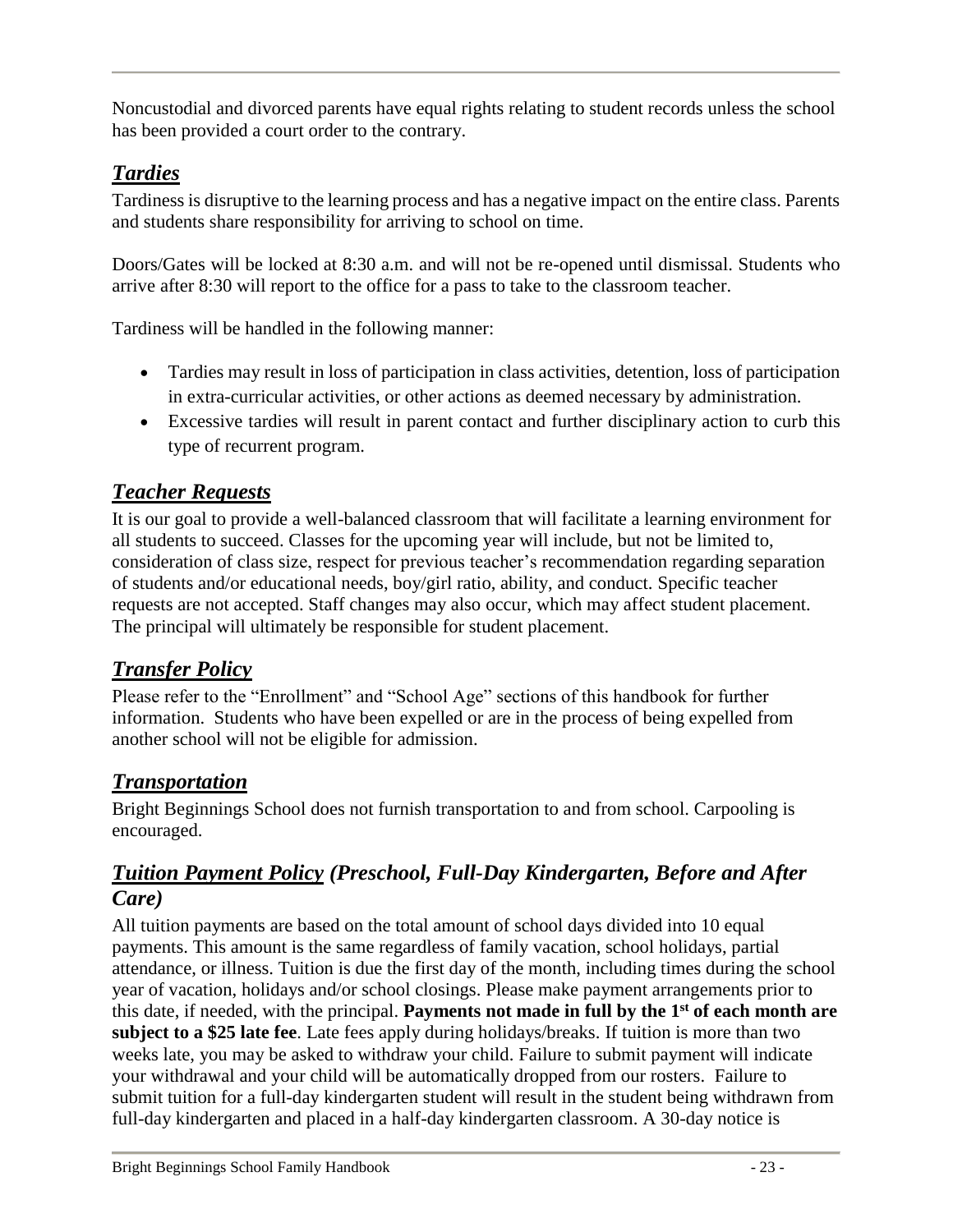Noncustodial and divorced parents have equal rights relating to student records unless the school has been provided a court order to the contrary.

## ***Tardies***

Tardiness is disruptive to the learning process and has a negative impact on the entire class. Parents and students share responsibility for arriving to school on time.

Doors/Gates will be locked at 8:30 a.m. and will not be re-opened until dismissal. Students who arrive after 8:30 will report to the office for a pass to take to the classroom teacher.

Tardiness will be handled in the following manner:

- Tardies may result in loss of participation in class activities, detention, loss of participation in extra-curricular activities, or other actions as deemed necessary by administration.
- Excessive tardies will result in parent contact and further disciplinary action to curb this type of recurrent program.

## ***Teacher Requests***

It is our goal to provide a well-balanced classroom that will facilitate a learning environment for all students to succeed. Classes for the upcoming year will include, but not be limited to, consideration of class size, respect for previous teacher's recommendation regarding separation of students and/or educational needs, boy/girl ratio, ability, and conduct. Specific teacher requests are not accepted. Staff changes may also occur, which may affect student placement. The principal will ultimately be responsible for student placement.

## ***Transfer Policy***

Please refer to the "Enrollment" and "School Age" sections of this handbook for further information. Students who have been expelled or are in the process of being expelled from another school will not be eligible for admission.

## ***Transportation***

Bright Beginnings School does not furnish transportation to and from school. Carpooling is encouraged.

## ***Tuition Payment Policy*** *(Preschool, Full-Day Kindergarten, Before and After Care)*

All tuition payments are based on the total amount of school days divided into 10 equal payments. This amount is the same regardless of family vacation, school holidays, partial attendance, or illness. Tuition is due the first day of the month, including times during the school year of vacation, holidays and/or school closings. Please make payment arrangements prior to this date, if needed, with the principal. **Payments not made in full by the 1st of each month are subject to a $25 late fee**. Late fees apply during holidays/breaks. If tuition is more than two weeks late, you may be asked to withdraw your child. Failure to submit payment will indicate your withdrawal and your child will be automatically dropped from our rosters. Failure to submit tuition for a full-day kindergarten student will result in the student being withdrawn from full-day kindergarten and placed in a half-day kindergarten classroom. A 30-day notice is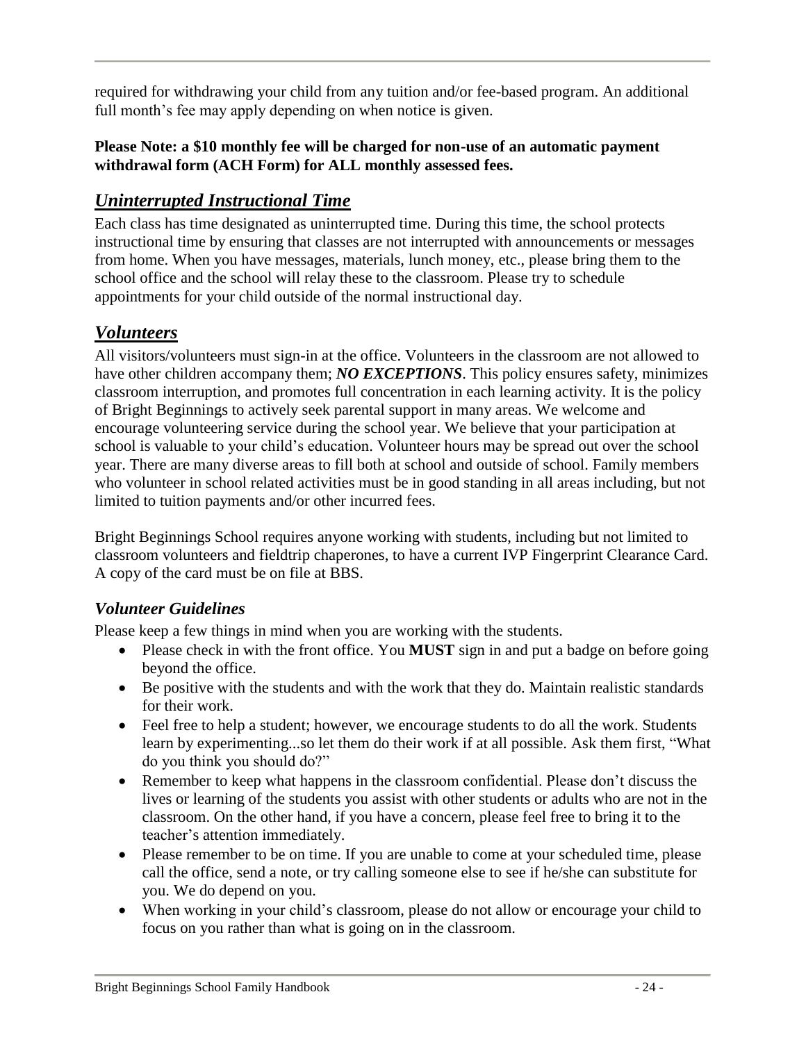required for withdrawing your child from any tuition and/or fee-based program. An additional full month's fee may apply depending on when notice is given.

**Please Note: a $10 monthly fee will be charged for non-use of an automatic payment withdrawal form (ACH Form) for ALL monthly assessed fees.**

## *Uninterrupted Instructional Time*

Each class has time designated as uninterrupted time. During this time, the school protects instructional time by ensuring that classes are not interrupted with announcements or messages from home. When you have messages, materials, lunch money, etc., please bring them to the school office and the school will relay these to the classroom. Please try to schedule appointments for your child outside of the normal instructional day.

## *Volunteers*

All visitors/volunteers must sign-in at the office. Volunteers in the classroom are not allowed to have other children accompany them; ***NO EXCEPTIONS***. This policy ensures safety, minimizes classroom interruption, and promotes full concentration in each learning activity. It is the policy of Bright Beginnings to actively seek parental support in many areas. We welcome and encourage volunteering service during the school year. We believe that your participation at school is valuable to your child's education. Volunteer hours may be spread out over the school year. There are many diverse areas to fill both at school and outside of school. Family members who volunteer in school related activities must be in good standing in all areas including, but not limited to tuition payments and/or other incurred fees.

Bright Beginnings School requires anyone working with students, including but not limited to classroom volunteers and fieldtrip chaperones, to have a current IVP Fingerprint Clearance Card. A copy of the card must be on file at BBS.

### *Volunteer Guidelines*

Please keep a few things in mind when you are working with the students.

- Please check in with the front office. You **MUST** sign in and put a badge on before going beyond the office.
- Be positive with the students and with the work that they do. Maintain realistic standards for their work.
- Feel free to help a student; however, we encourage students to do all the work. Students learn by experimenting...so let them do their work if at all possible. Ask them first, "What do you think you should do?"
- Remember to keep what happens in the classroom confidential. Please don't discuss the lives or learning of the students you assist with other students or adults who are not in the classroom. On the other hand, if you have a concern, please feel free to bring it to the teacher's attention immediately.
- Please remember to be on time. If you are unable to come at your scheduled time, please call the office, send a note, or try calling someone else to see if he/she can substitute for you. We do depend on you.
- When working in your child's classroom, please do not allow or encourage your child to focus on you rather than what is going on in the classroom.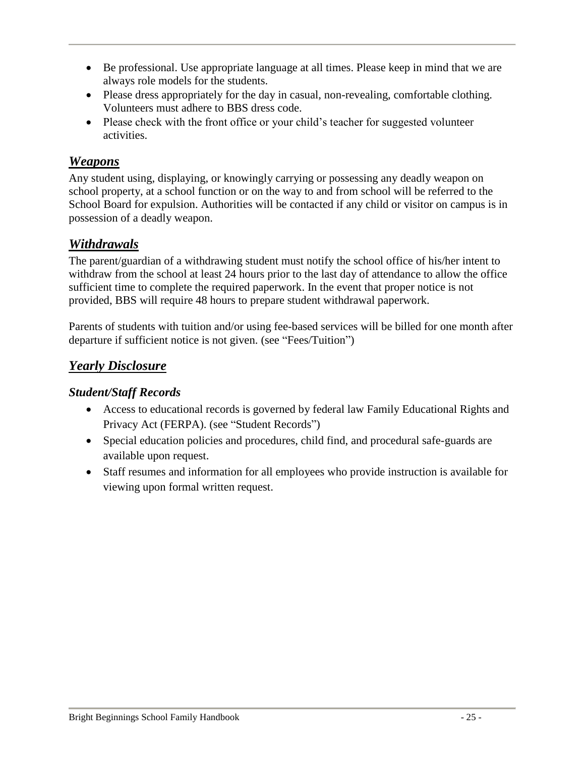- Be professional. Use appropriate language at all times. Please keep in mind that we are always role models for the students.
- Please dress appropriately for the day in casual, non-revealing, comfortable clothing. Volunteers must adhere to BBS dress code.
- Please check with the front office or your child's teacher for suggested volunteer activities.

## ***Weapons***

Any student using, displaying, or knowingly carrying or possessing any deadly weapon on school property, at a school function or on the way to and from school will be referred to the School Board for expulsion. Authorities will be contacted if any child or visitor on campus is in possession of a deadly weapon.

## ***Withdrawals***

The parent/guardian of a withdrawing student must notify the school office of his/her intent to withdraw from the school at least 24 hours prior to the last day of attendance to allow the office sufficient time to complete the required paperwork. In the event that proper notice is not provided, BBS will require 48 hours to prepare student withdrawal paperwork.

Parents of students with tuition and/or using fee-based services will be billed for one month after departure if sufficient notice is not given. (see "Fees/Tuition")

## ***Yearly Disclosure***

### ***Student/Staff Records***

- Access to educational records is governed by federal law Family Educational Rights and Privacy Act (FERPA). (see "Student Records")
- Special education policies and procedures, child find, and procedural safe-guards are available upon request.
- Staff resumes and information for all employees who provide instruction is available for viewing upon formal written request.